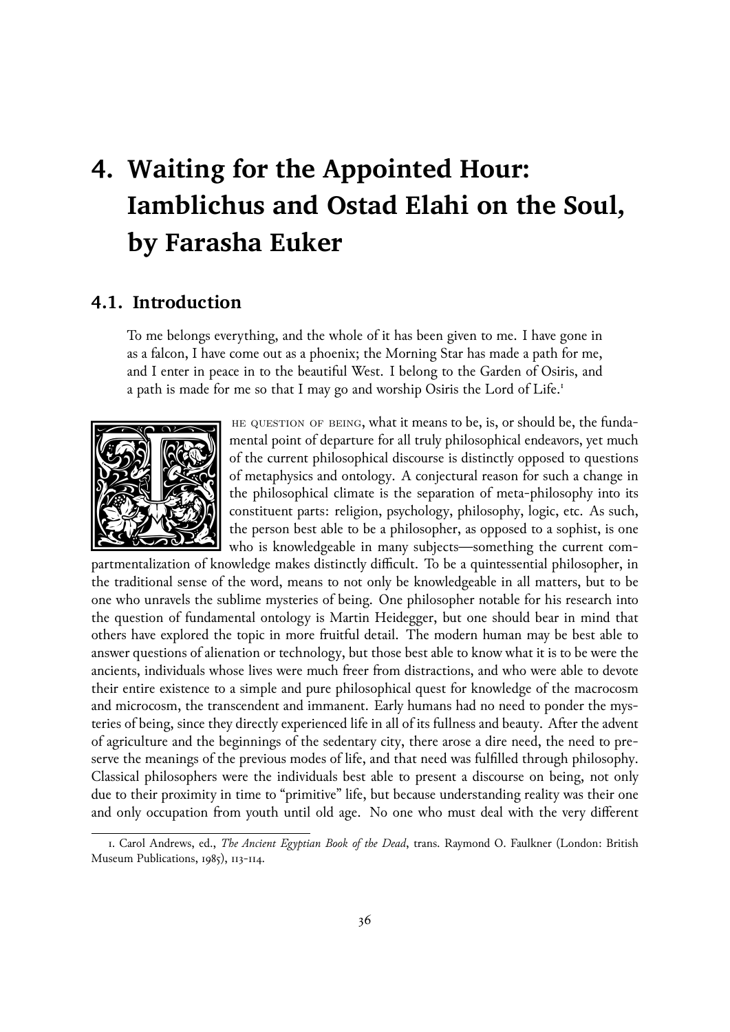# 4. Waiting for the Appointed Hour: Iamblichus and Ostad Elahi on the Soul, by Farasha Euker

## 4.1. Introduction

> To me belongs everything, and the whole of it has been given to me. I have gone in as a falcon, I have come out as a phoenix; the Morning Star has made a path for me, and I enter in peace in to the beautiful West. I belong to the Garden of Osiris, and a path is made for me so that I may go and worship Osiris the Lord of Life.[1]

The question of being, what it means to be, is, or should be, the fundamental point of departure for all truly philosophical endeavors, yet much of the current philosophical discourse is distinctly opposed to questions of metaphysics and ontology. A conjectural reason for such a change in the philosophical climate is the separation of meta-philosophy into its constituent parts: religion, psychology, philosophy, logic, etc. As such, the person best able to be a philosopher, as opposed to a sophist, is one who is knowledgeable in many subjects—something the current compartmentalization of knowledge makes distinctly difficult. To be a quintessential philosopher, in the traditional sense of the word, means to not only be knowledgeable in all matters, but to be one who unravels the sublime mysteries of being. One philosopher notable for his research into the question of fundamental ontology is Martin Heidegger, but one should bear in mind that others have explored the topic in more fruitful detail. The modern human may be best able to answer questions of alienation or technology, but those best able to know what it is to be were the ancients, individuals whose lives were much freer from distractions, and who were able to devote their entire existence to a simple and pure philosophical quest for knowledge of the macrocosm and microcosm, the transcendent and immanent. Early humans had no need to ponder the mysteries of being, since they directly experienced life in all of its fullness and beauty. After the advent of agriculture and the beginnings of the sedentary city, there arose a dire need, the need to preserve the meanings of the previous modes of life, and that need was fulfilled through philosophy. Classical philosophers were the individuals best able to present a discourse on being, not only due to their proximity in time to "primitive" life, but because understanding reality was their one and only occupation from youth until old age. No one who must deal with the very different

---

1. Carol Andrews, ed., *The Ancient Egyptian Book of the Dead*, trans. Raymond O. Faulkner (London: British Museum Publications, 1985), 113-114.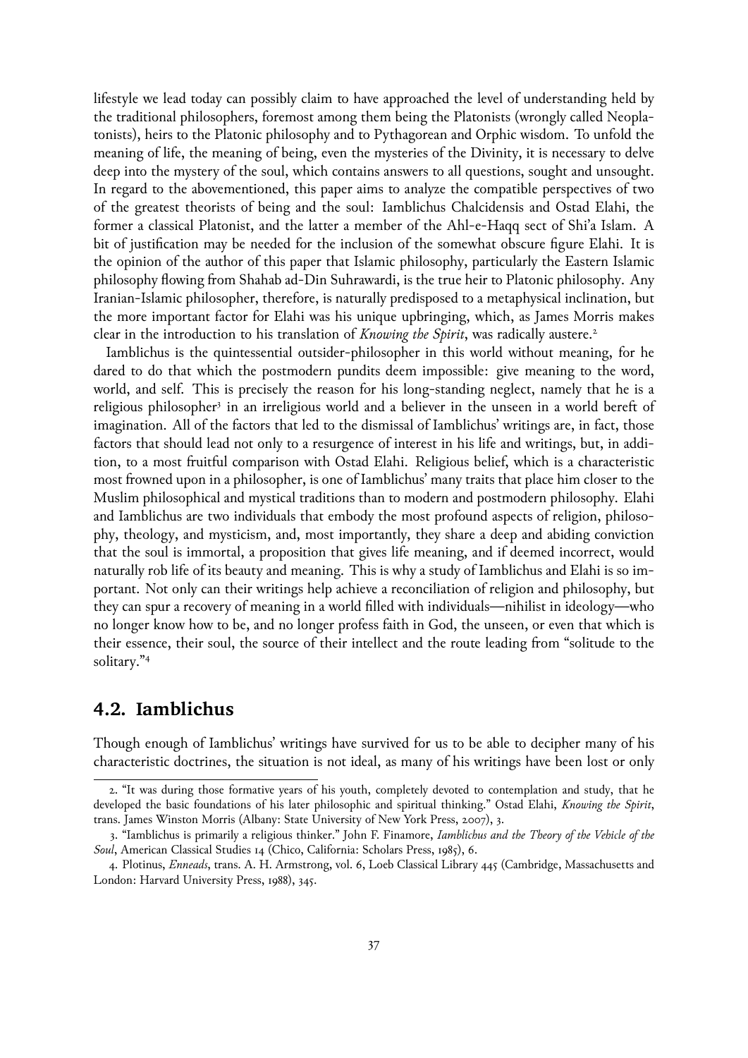lifestyle we lead today can possibly claim to have approached the level of understanding held by the traditional philosophers, foremost among them being the Platonists (wrongly called Neoplatonists), heirs to the Platonic philosophy and to Pythagorean and Orphic wisdom. To unfold the meaning of life, the meaning of being, even the mysteries of the Divinity, it is necessary to delve deep into the mystery of the soul, which contains answers to all questions, sought and unsought. In regard to the abovementioned, this paper aims to analyze the compatible perspectives of two of the greatest theorists of being and the soul: Iamblichus Chalcidensis and Ostad Elahi, the former a classical Platonist, and the latter a member of the Ahl-e-Haqq sect of Shi'a Islam. A bit of justification may be needed for the inclusion of the somewhat obscure figure Elahi. It is the opinion of the author of this paper that Islamic philosophy, particularly the Eastern Islamic philosophy flowing from Shahab ad-Din Suhrawardi, is the true heir to Platonic philosophy. Any Iranian-Islamic philosopher, therefore, is naturally predisposed to a metaphysical inclination, but the more important factor for Elahi was his unique upbringing, which, as James Morris makes clear in the introduction to his translation of *Knowing the Spirit*, was radically austere.[2]

Iamblichus is the quintessential outsider-philosopher in this world without meaning, for he dared to do that which the postmodern pundits deem impossible: give meaning to the word, world, and self. This is precisely the reason for his long-standing neglect, namely that he is a religious philosopher[3] in an irreligious world and a believer in the unseen in a world bereft of imagination. All of the factors that led to the dismissal of Iamblichus' writings are, in fact, those factors that should lead not only to a resurgence of interest in his life and writings, but, in addition, to a most fruitful comparison with Ostad Elahi. Religious belief, which is a characteristic most frowned upon in a philosopher, is one of Iamblichus' many traits that place him closer to the Muslim philosophical and mystical traditions than to modern and postmodern philosophy. Elahi and Iamblichus are two individuals that embody the most profound aspects of religion, philosophy, theology, and mysticism, and, most importantly, they share a deep and abiding conviction that the soul is immortal, a proposition that gives life meaning, and if deemed incorrect, would naturally rob life of its beauty and meaning. This is why a study of Iamblichus and Elahi is so important. Not only can their writings help achieve a reconciliation of religion and philosophy, but they can spur a recovery of meaning in a world filled with individuals—nihilist in ideology—who no longer know how to be, and no longer profess faith in God, the unseen, or even that which is their essence, their soul, the source of their intellect and the route leading from "solitude to the solitary."[4]

## 4.2. Iamblichus

Though enough of Iamblichus' writings have survived for us to be able to decipher many of his characteristic doctrines, the situation is not ideal, as many of his writings have been lost or only

---

2. "It was during those formative years of his youth, completely devoted to contemplation and study, that he developed the basic foundations of his later philosophic and spiritual thinking." Ostad Elahi, *Knowing the Spirit*, trans. James Winston Morris (Albany: State University of New York Press, 2007), 3.

3. "Iamblichus is primarily a religious thinker." John F. Finamore, *Iamblichus and the Theory of the Vehicle of the Soul*, American Classical Studies 14 (Chico, California: Scholars Press, 1985), 6.

4. Plotinus, *Enneads*, trans. A. H. Armstrong, vol. 6, Loeb Classical Library 445 (Cambridge, Massachusetts and London: Harvard University Press, 1988), 345.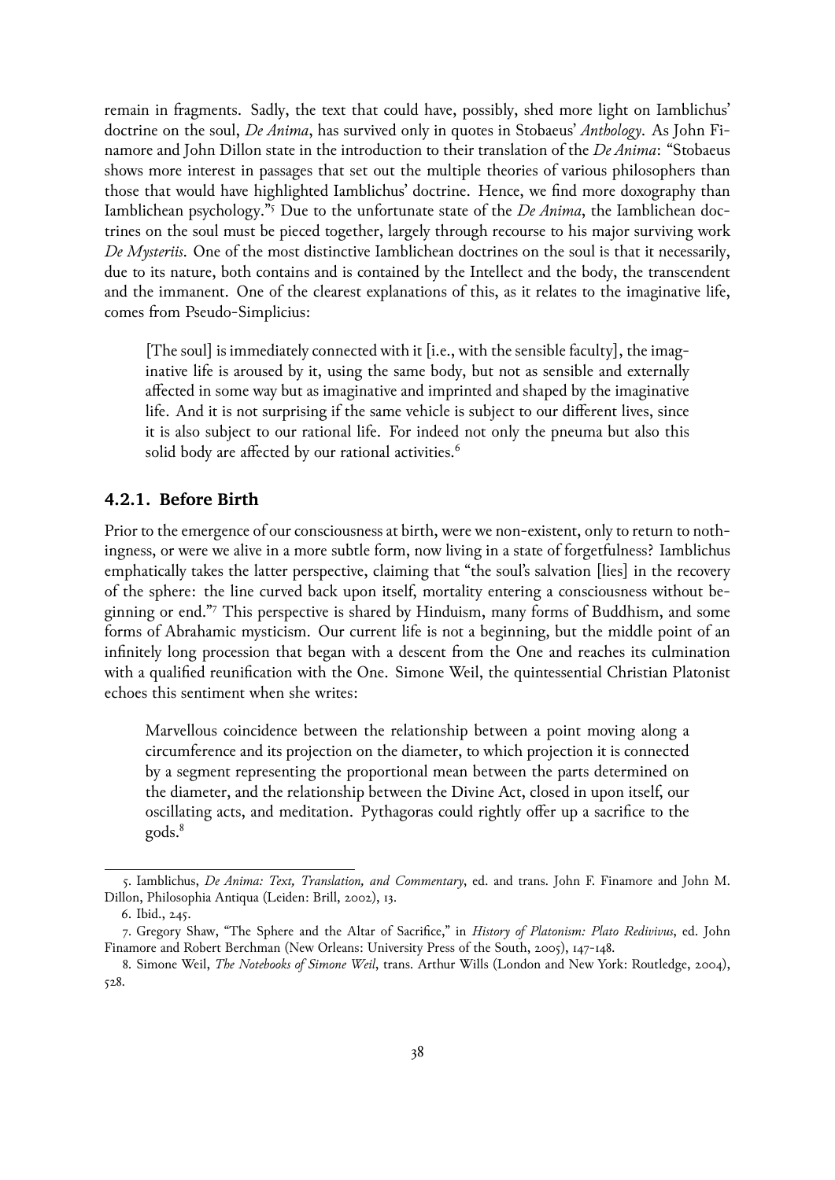remain in fragments. Sadly, the text that could have, possibly, shed more light on Iamblichus' doctrine on the soul, *De Anima*, has survived only in quotes in Stobaeus' *Anthology*. As John Finamore and John Dillon state in the introduction to their translation of the *De Anima*: "Stobaeus shows more interest in passages that set out the multiple theories of various philosophers than those that would have highlighted Iamblichus' doctrine. Hence, we find more doxography than Iamblichean psychology."[5] Due to the unfortunate state of the *De Anima*, the Iamblichean doctrines on the soul must be pieced together, largely through recourse to his major surviving work *De Mysteriis*. One of the most distinctive Iamblichean doctrines on the soul is that it necessarily, due to its nature, both contains and is contained by the Intellect and the body, the transcendent and the immanent. One of the clearest explanations of this, as it relates to the imaginative life, comes from Pseudo-Simplicius:

> [The soul] is immediately connected with it [i.e., with the sensible faculty], the imaginative life is aroused by it, using the same body, but not as sensible and externally affected in some way but as imaginative and imprinted and shaped by the imaginative life. And it is not surprising if the same vehicle is subject to our different lives, since it is also subject to our rational life. For indeed not only the pneuma but also this solid body are affected by our rational activities.[6]

### 4.2.1. Before Birth

Prior to the emergence of our consciousness at birth, were we non-existent, only to return to nothingness, or were we alive in a more subtle form, now living in a state of forgetfulness? Iamblichus emphatically takes the latter perspective, claiming that "the soul's salvation [lies] in the recovery of the sphere: the line curved back upon itself, mortality entering a consciousness without beginning or end."[7] This perspective is shared by Hinduism, many forms of Buddhism, and some forms of Abrahamic mysticism. Our current life is not a beginning, but the middle point of an infinitely long procession that began with a descent from the One and reaches its culmination with a qualified reunification with the One. Simone Weil, the quintessential Christian Platonist echoes this sentiment when she writes:

> Marvellous coincidence between the relationship between a point moving along a circumference and its projection on the diameter, to which projection it is connected by a segment representing the proportional mean between the parts determined on the diameter, and the relationship between the Divine Act, closed in upon itself, our oscillating acts, and meditation. Pythagoras could rightly offer up a sacrifice to the gods.[8]

---

5. Iamblichus, *De Anima: Text, Translation, and Commentary*, ed. and trans. John F. Finamore and John M. Dillon, Philosophia Antiqua (Leiden: Brill, 2002), 13.

6. Ibid., 245.

7. Gregory Shaw, "The Sphere and the Altar of Sacrifice," in *History of Platonism: Plato Redivivus*, ed. John Finamore and Robert Berchman (New Orleans: University Press of the South, 2005), 147-148.

8. Simone Weil, *The Notebooks of Simone Weil*, trans. Arthur Wills (London and New York: Routledge, 2004), 528.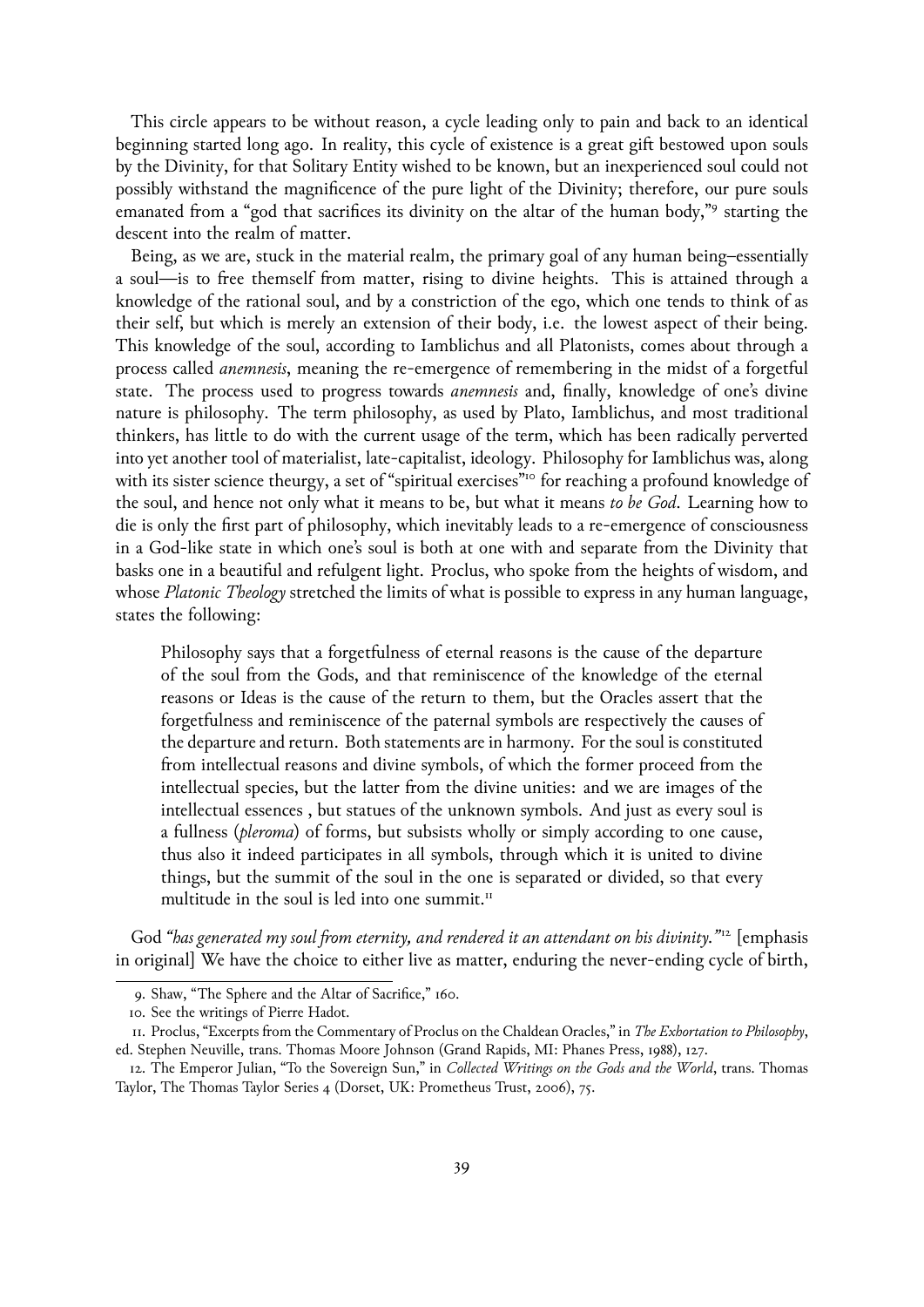This circle appears to be without reason, a cycle leading only to pain and back to an identical beginning started long ago. In reality, this cycle of existence is a great gift bestowed upon souls by the Divinity, for that Solitary Entity wished to be known, but an inexperienced soul could not possibly withstand the magnificence of the pure light of the Divinity; therefore, our pure souls emanated from a "god that sacrifices its divinity on the altar of the human body,"[9] starting the descent into the realm of matter.

Being, as we are, stuck in the material realm, the primary goal of any human being–essentially a soul—is to free themself from matter, rising to divine heights. This is attained through a knowledge of the rational soul, and by a constriction of the ego, which one tends to think of as their self, but which is merely an extension of their body, i.e. the lowest aspect of their being. This knowledge of the soul, according to Iamblichus and all Platonists, comes about through a process called *anemnesis*, meaning the re-emergence of remembering in the midst of a forgetful state. The process used to progress towards *anemnesis* and, finally, knowledge of one's divine nature is philosophy. The term philosophy, as used by Plato, Iamblichus, and most traditional thinkers, has little to do with the current usage of the term, which has been radically perverted into yet another tool of materialist, late-capitalist, ideology. Philosophy for Iamblichus was, along with its sister science theurgy, a set of "spiritual exercises"[10] for reaching a profound knowledge of the soul, and hence not only what it means to be, but what it means *to be God*. Learning how to die is only the first part of philosophy, which inevitably leads to a re-emergence of consciousness in a God-like state in which one's soul is both at one with and separate from the Divinity that basks one in a beautiful and refulgent light. Proclus, who spoke from the heights of wisdom, and whose *Platonic Theology* stretched the limits of what is possible to express in any human language, states the following:

> Philosophy says that a forgetfulness of eternal reasons is the cause of the departure of the soul from the Gods, and that reminiscence of the knowledge of the eternal reasons or Ideas is the cause of the return to them, but the Oracles assert that the forgetfulness and reminiscence of the paternal symbols are respectively the causes of the departure and return. Both statements are in harmony. For the soul is constituted from intellectual reasons and divine symbols, of which the former proceed from the intellectual species, but the latter from the divine unities: and we are images of the intellectual essences , but statues of the unknown symbols. And just as every soul is a fullness (*pleroma*) of forms, but subsists wholly or simply according to one cause, thus also it indeed participates in all symbols, through which it is united to divine things, but the summit of the soul in the one is separated or divided, so that every multitude in the soul is led into one summit.[11]

God *"has generated my soul from eternity, and rendered it an attendant on his divinity."*[12] [emphasis in original] We have the choice to either live as matter, enduring the never-ending cycle of birth,

---

9. Shaw, "The Sphere and the Altar of Sacrifice," 160.

10. See the writings of Pierre Hadot.

11. Proclus, "Excerpts from the Commentary of Proclus on the Chaldean Oracles," in *The Exhortation to Philosophy*, ed. Stephen Neuville, trans. Thomas Moore Johnson (Grand Rapids, MI: Phanes Press, 1988), 127.

12. The Emperor Julian, "To the Sovereign Sun," in *Collected Writings on the Gods and the World*, trans. Thomas Taylor, The Thomas Taylor Series 4 (Dorset, UK: Prometheus Trust, 2006), 75.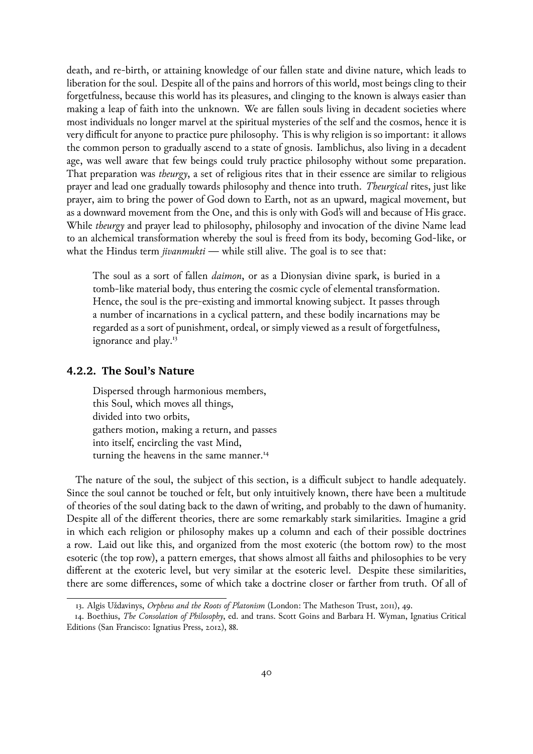death, and re-birth, or attaining knowledge of our fallen state and divine nature, which leads to liberation for the soul. Despite all of the pains and horrors of this world, most beings cling to their forgetfulness, because this world has its pleasures, and clinging to the known is always easier than making a leap of faith into the unknown. We are fallen souls living in decadent societies where most individuals no longer marvel at the spiritual mysteries of the self and the cosmos, hence it is very difficult for anyone to practice pure philosophy. This is why religion is so important: it allows the common person to gradually ascend to a state of gnosis. Iamblichus, also living in a decadent age, was well aware that few beings could truly practice philosophy without some preparation. That preparation was *theurgy*, a set of religious rites that in their essence are similar to religious prayer and lead one gradually towards philosophy and thence into truth. *Theurgical* rites, just like prayer, aim to bring the power of God down to Earth, not as an upward, magical movement, but as a downward movement from the One, and this is only with God's will and because of His grace. While *theurgy* and prayer lead to philosophy, philosophy and invocation of the divine Name lead to an alchemical transformation whereby the soul is freed from its body, becoming God-like, or what the Hindus term *jivanmukti* — while still alive. The goal is to see that:

> The soul as a sort of fallen *daimon*, or as a Dionysian divine spark, is buried in a tomb-like material body, thus entering the cosmic cycle of elemental transformation. Hence, the soul is the pre-existing and immortal knowing subject. It passes through a number of incarnations in a cyclical pattern, and these bodily incarnations may be regarded as a sort of punishment, ordeal, or simply viewed as a result of forgetfulness, ignorance and play.[13]

### 4.2.2. The Soul's Nature

> Dispersed through harmonious members,
> this Soul, which moves all things,
> divided into two orbits,
> gathers motion, making a return, and passes
> into itself, encircling the vast Mind,
> turning the heavens in the same manner.[14]

The nature of the soul, the subject of this section, is a difficult subject to handle adequately. Since the soul cannot be touched or felt, but only intuitively known, there have been a multitude of theories of the soul dating back to the dawn of writing, and probably to the dawn of humanity. Despite all of the different theories, there are some remarkably stark similarities. Imagine a grid in which each religion or philosophy makes up a column and each of their possible doctrines a row. Laid out like this, and organized from the most exoteric (the bottom row) to the most esoteric (the top row), a pattern emerges, that shows almost all faiths and philosophies to be very different at the exoteric level, but very similar at the esoteric level. Despite these similarities, there are some differences, some of which take a doctrine closer or farther from truth. Of all of

---

13. Algis Uždavinys, *Orpheus and the Roots of Platonism* (London: The Matheson Trust, 2011), 49.

14. Boethius, *The Consolation of Philosophy*, ed. and trans. Scott Goins and Barbara H. Wyman, Ignatius Critical Editions (San Francisco: Ignatius Press, 2012), 88.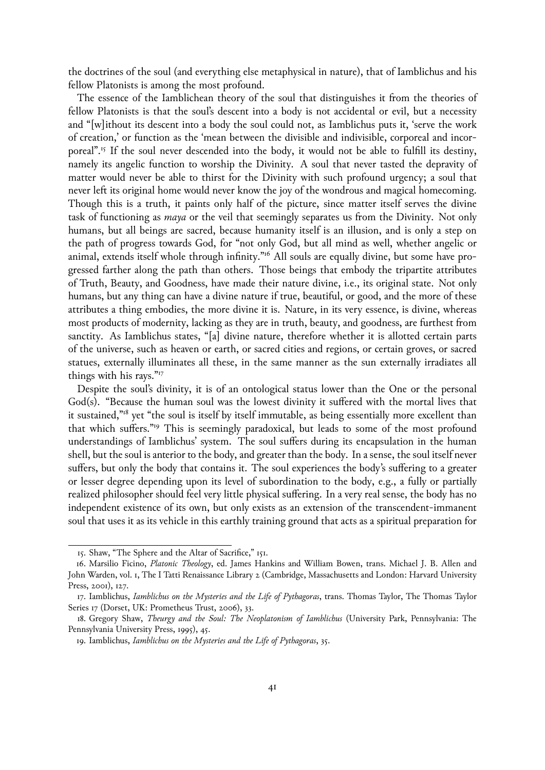the doctrines of the soul (and everything else metaphysical in nature), that of Iamblichus and his fellow Platonists is among the most profound.

The essence of the Iamblichean theory of the soul that distinguishes it from the theories of fellow Platonists is that the soul's descent into a body is not accidental or evil, but a necessity and "[w]ithout its descent into a body the soul could not, as Iamblichus puts it, 'serve the work of creation,' or function as the 'mean between the divisible and indivisible, corporeal and incorporeal".[15] If the soul never descended into the body, it would not be able to fulfill its destiny, namely its angelic function to worship the Divinity. A soul that never tasted the depravity of matter would never be able to thirst for the Divinity with such profound urgency; a soul that never left its original home would never know the joy of the wondrous and magical homecoming. Though this is a truth, it paints only half of the picture, since matter itself serves the divine task of functioning as *maya* or the veil that seemingly separates us from the Divinity. Not only humans, but all beings are sacred, because humanity itself is an illusion, and is only a step on the path of progress towards God, for "not only God, but all mind as well, whether angelic or animal, extends itself whole through infinity."[16] All souls are equally divine, but some have progressed farther along the path than others. Those beings that embody the tripartite attributes of Truth, Beauty, and Goodness, have made their nature divine, i.e., its original state. Not only humans, but any thing can have a divine nature if true, beautiful, or good, and the more of these attributes a thing embodies, the more divine it is. Nature, in its very essence, is divine, whereas most products of modernity, lacking as they are in truth, beauty, and goodness, are furthest from sanctity. As Iamblichus states, "[a] divine nature, therefore whether it is allotted certain parts of the universe, such as heaven or earth, or sacred cities and regions, or certain groves, or sacred statues, externally illuminates all these, in the same manner as the sun externally irradiates all things with his rays."[17]

Despite the soul's divinity, it is of an ontological status lower than the One or the personal God(s). "Because the human soul was the lowest divinity it suffered with the mortal lives that it sustained,"[18] yet "the soul is itself by itself immutable, as being essentially more excellent than that which suffers."[19] This is seemingly paradoxical, but leads to some of the most profound understandings of Iamblichus' system. The soul suffers during its encapsulation in the human shell, but the soul is anterior to the body, and greater than the body. In a sense, the soul itself never suffers, but only the body that contains it. The soul experiences the body's suffering to a greater or lesser degree depending upon its level of subordination to the body, e.g., a fully or partially realized philosopher should feel very little physical suffering. In a very real sense, the body has no independent existence of its own, but only exists as an extension of the transcendent-immanent soul that uses it as its vehicle in this earthly training ground that acts as a spiritual preparation for

---

15. Shaw, "The Sphere and the Altar of Sacrifice," 151.

16. Marsilio Ficino, *Platonic Theology*, ed. James Hankins and William Bowen, trans. Michael J. B. Allen and John Warden, vol. 1, The I Tatti Renaissance Library 2 (Cambridge, Massachusetts and London: Harvard University Press, 2001), 127.

17. Iamblichus, *Iamblichus on the Mysteries and the Life of Pythagoras*, trans. Thomas Taylor, The Thomas Taylor Series 17 (Dorset, UK: Prometheus Trust, 2006), 33.

18. Gregory Shaw, *Theurgy and the Soul: The Neoplatonism of Iamblichus* (University Park, Pennsylvania: The Pennsylvania University Press, 1995), 45.

19. Iamblichus, *Iamblichus on the Mysteries and the Life of Pythagoras*, 35.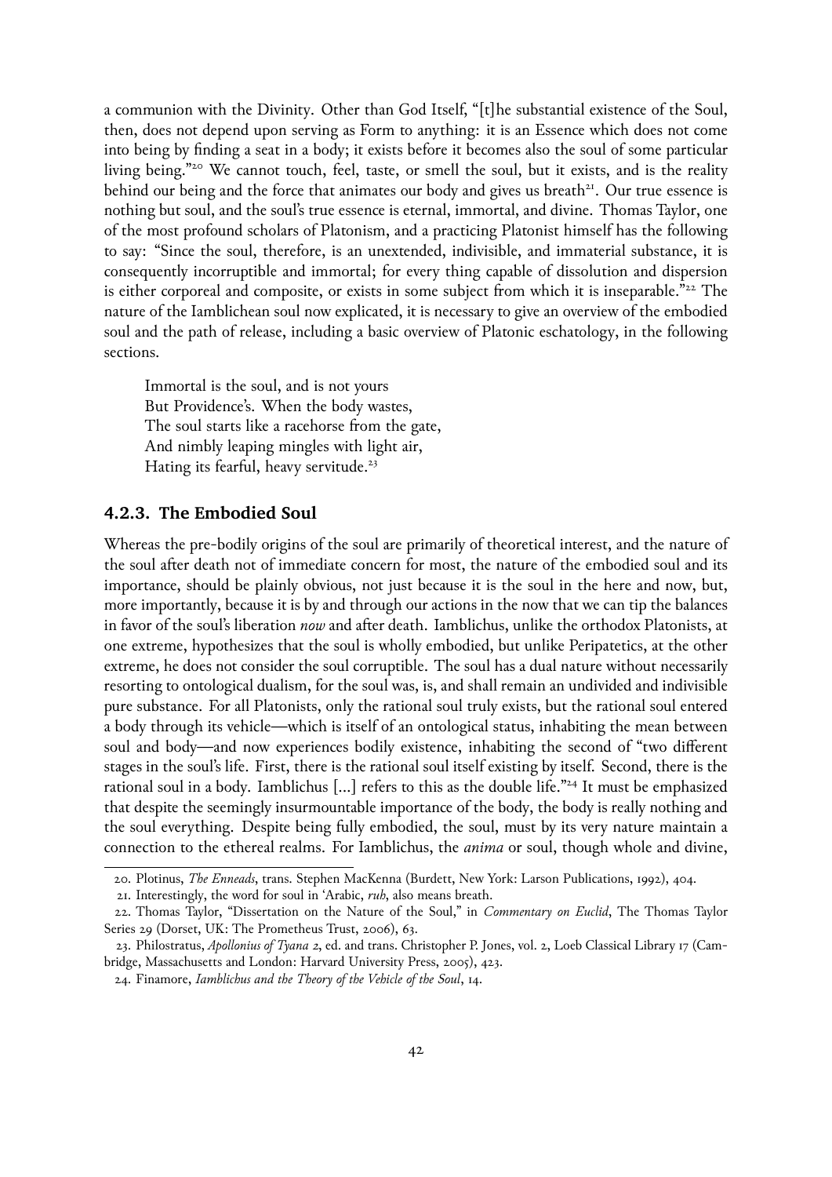a communion with the Divinity. Other than God Itself, "[t]he substantial existence of the Soul, then, does not depend upon serving as Form to anything: it is an Essence which does not come into being by finding a seat in a body; it exists before it becomes also the soul of some particular living being."[20] We cannot touch, feel, taste, or smell the soul, but it exists, and is the reality behind our being and the force that animates our body and gives us breath[21]. Our true essence is nothing but soul, and the soul's true essence is eternal, immortal, and divine. Thomas Taylor, one of the most profound scholars of Platonism, and a practicing Platonist himself has the following to say: "Since the soul, therefore, is an unextended, indivisible, and immaterial substance, it is consequently incorruptible and immortal; for every thing capable of dissolution and dispersion is either corporeal and composite, or exists in some subject from which it is inseparable."[22] The nature of the Iamblichean soul now explicated, it is necessary to give an overview of the embodied soul and the path of release, including a basic overview of Platonic eschatology, in the following sections.

> Immortal is the soul, and is not yours
> But Providence's. When the body wastes,
> The soul starts like a racehorse from the gate,
> And nimbly leaping mingles with light air,
> Hating its fearful, heavy servitude.[23]

### 4.2.3. The Embodied Soul

Whereas the pre-bodily origins of the soul are primarily of theoretical interest, and the nature of the soul after death not of immediate concern for most, the nature of the embodied soul and its importance, should be plainly obvious, not just because it is the soul in the here and now, but, more importantly, because it is by and through our actions in the now that we can tip the balances in favor of the soul's liberation *now* and after death. Iamblichus, unlike the orthodox Platonists, at one extreme, hypothesizes that the soul is wholly embodied, but unlike Peripatetics, at the other extreme, he does not consider the soul corruptible. The soul has a dual nature without necessarily resorting to ontological dualism, for the soul was, is, and shall remain an undivided and indivisible pure substance. For all Platonists, only the rational soul truly exists, but the rational soul entered a body through its vehicle—which is itself of an ontological status, inhabiting the mean between soul and body—and now experiences bodily existence, inhabiting the second of "two different stages in the soul's life. First, there is the rational soul itself existing by itself. Second, there is the rational soul in a body. Iamblichus [...] refers to this as the double life."[24] It must be emphasized that despite the seemingly insurmountable importance of the body, the body is really nothing and the soul everything. Despite being fully embodied, the soul, must by its very nature maintain a connection to the ethereal realms. For Iamblichus, the *anima* or soul, though whole and divine,

---

20. Plotinus, *The Enneads*, trans. Stephen MacKenna (Burdett, New York: Larson Publications, 1992), 404.

21. Interestingly, the word for soul in 'Arabic, *ruh*, also means breath.

22. Thomas Taylor, "Dissertation on the Nature of the Soul," in *Commentary on Euclid*, The Thomas Taylor Series 29 (Dorset, UK: The Prometheus Trust, 2006), 63.

23. Philostratus, *Apollonius of Tyana 2*, ed. and trans. Christopher P. Jones, vol. 2, Loeb Classical Library 17 (Cambridge, Massachusetts and London: Harvard University Press, 2005), 423.

24. Finamore, *Iamblichus and the Theory of the Vehicle of the Soul*, 14.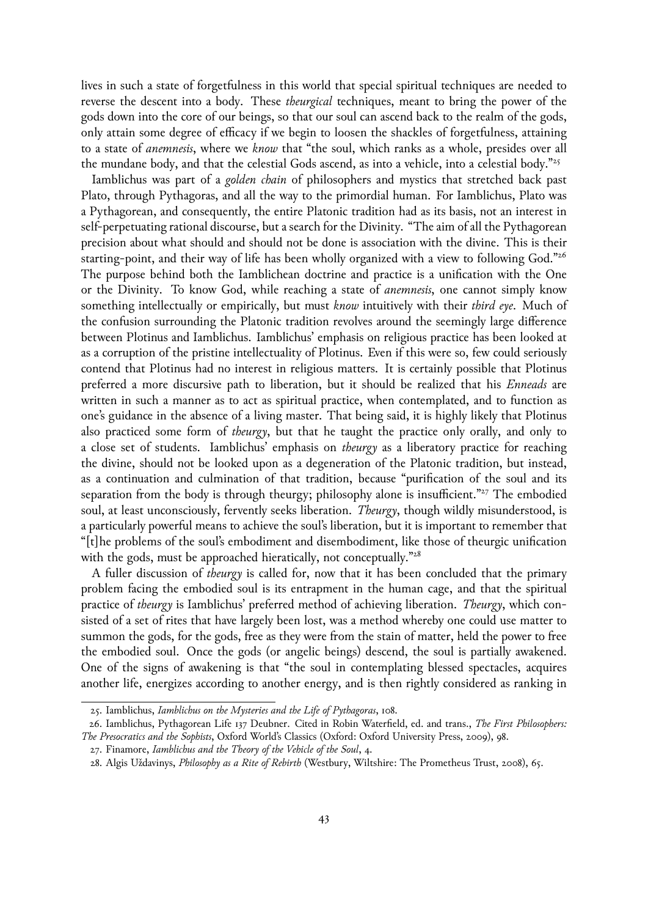lives in such a state of forgetfulness in this world that special spiritual techniques are needed to reverse the descent into a body. These *theurgical* techniques, meant to bring the power of the gods down into the core of our beings, so that our soul can ascend back to the realm of the gods, only attain some degree of efficacy if we begin to loosen the shackles of forgetfulness, attaining to a state of *anemnesis*, where we *know* that "the soul, which ranks as a whole, presides over all the mundane body, and that the celestial Gods ascend, as into a vehicle, into a celestial body."[25]

Iamblichus was part of a *golden chain* of philosophers and mystics that stretched back past Plato, through Pythagoras, and all the way to the primordial human. For Iamblichus, Plato was a Pythagorean, and consequently, the entire Platonic tradition had as its basis, not an interest in self-perpetuating rational discourse, but a search for the Divinity. "The aim of all the Pythagorean precision about what should and should not be done is association with the divine. This is their starting-point, and their way of life has been wholly organized with a view to following God."[26] The purpose behind both the Iamblichean doctrine and practice is a unification with the One or the Divinity. To know God, while reaching a state of *anemnesis*, one cannot simply know something intellectually or empirically, but must *know* intuitively with their *third eye*. Much of the confusion surrounding the Platonic tradition revolves around the seemingly large difference between Plotinus and Iamblichus. Iamblichus' emphasis on religious practice has been looked at as a corruption of the pristine intellectuality of Plotinus. Even if this were so, few could seriously contend that Plotinus had no interest in religious matters. It is certainly possible that Plotinus preferred a more discursive path to liberation, but it should be realized that his *Enneads* are written in such a manner as to act as spiritual practice, when contemplated, and to function as one's guidance in the absence of a living master. That being said, it is highly likely that Plotinus also practiced some form of *theurgy*, but that he taught the practice only orally, and only to a close set of students. Iamblichus' emphasis on *theurgy* as a liberatory practice for reaching the divine, should not be looked upon as a degeneration of the Platonic tradition, but instead, as a continuation and culmination of that tradition, because "purification of the soul and its separation from the body is through theurgy; philosophy alone is insufficient."[27] The embodied soul, at least unconsciously, fervently seeks liberation. *Theurgy*, though wildly misunderstood, is a particularly powerful means to achieve the soul's liberation, but it is important to remember that "[t]he problems of the soul's embodiment and disembodiment, like those of theurgic unification with the gods, must be approached hieratically, not conceptually."[28]

A fuller discussion of *theurgy* is called for, now that it has been concluded that the primary problem facing the embodied soul is its entrapment in the human cage, and that the spiritual practice of *theurgy* is Iamblichus' preferred method of achieving liberation. *Theurgy*, which consisted of a set of rites that have largely been lost, was a method whereby one could use matter to summon the gods, for the gods, free as they were from the stain of matter, held the power to free the embodied soul. Once the gods (or angelic beings) descend, the soul is partially awakened. One of the signs of awakening is that "the soul in contemplating blessed spectacles, acquires another life, energizes according to another energy, and is then rightly considered as ranking in

---

25. Iamblichus, *Iamblichus on the Mysteries and the Life of Pythagoras*, 108.

26. Iamblichus, Pythagorean Life 137 Deubner. Cited in Robin Waterfield, ed. and trans., *The First Philosophers: The Presocratics and the Sophists*, Oxford World's Classics (Oxford: Oxford University Press, 2009), 98.

27. Finamore, *Iamblichus and the Theory of the Vehicle of the Soul*, 4.

28. Algis Uždavinys, *Philosophy as a Rite of Rebirth* (Westbury, Wiltshire: The Prometheus Trust, 2008), 65.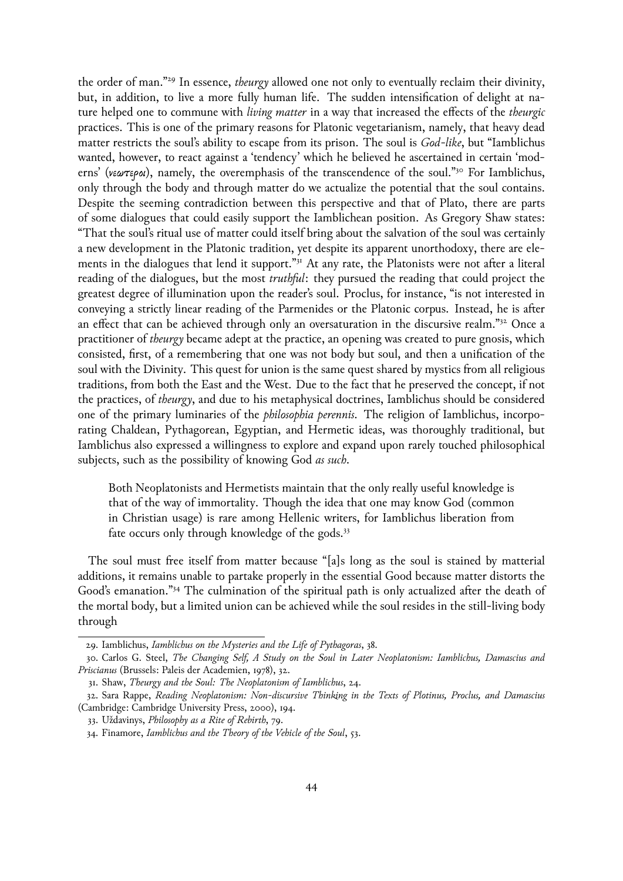the order of man."[29] In essence, *theurgy* allowed one not only to eventually reclaim their divinity, but, in addition, to live a more fully human life. The sudden intensification of delight at nature helped one to commune with *living matter* in a way that increased the effects of the *theurgic* practices. This is one of the primary reasons for Platonic vegetarianism, namely, that heavy dead matter restricts the soul's ability to escape from its prison. The soul is *God-like*, but "Iamblichus wanted, however, to react against a 'tendency' which he believed he ascertained in certain 'moderns' (*νεώτεροι*), namely, the overemphasis of the transcendence of the soul."[30] For Iamblichus, only through the body and through matter do we actualize the potential that the soul contains. Despite the seeming contradiction between this perspective and that of Plato, there are parts of some dialogues that could easily support the Iamblichean position. As Gregory Shaw states: "That the soul's ritual use of matter could itself bring about the salvation of the soul was certainly a new development in the Platonic tradition, yet despite its apparent unorthodoxy, there are elements in the dialogues that lend it support."[31] At any rate, the Platonists were not after a literal reading of the dialogues, but the most *truthful*: they pursued the reading that could project the greatest degree of illumination upon the reader's soul. Proclus, for instance, "is not interested in conveying a strictly linear reading of the Parmenides or the Platonic corpus. Instead, he is after an effect that can be achieved through only an oversaturation in the discursive realm."[32] Once a practitioner of *theurgy* became adept at the practice, an opening was created to pure gnosis, which consisted, first, of a remembering that one was not body but soul, and then a unification of the soul with the Divinity. This quest for union is the same quest shared by mystics from all religious traditions, from both the East and the West. Due to the fact that he preserved the concept, if not the practices, of *theurgy*, and due to his metaphysical doctrines, Iamblichus should be considered one of the primary luminaries of the *philosophia perennis*. The religion of Iamblichus, incorporating Chaldean, Pythagorean, Egyptian, and Hermetic ideas, was thoroughly traditional, but Iamblichus also expressed a willingness to explore and expand upon rarely touched philosophical subjects, such as the possibility of knowing God *as such*.

> Both Neoplatonists and Hermetists maintain that the only really useful knowledge is that of the way of immortality. Though the idea that one may know God (common in Christian usage) is rare among Hellenic writers, for Iamblichus liberation from fate occurs only through knowledge of the gods.[33]

The soul must free itself from matter because "[a]s long as the soul is stained by matterial additions, it remains unable to partake properly in the essential Good because matter distorts the Good's emanation."[34] The culmination of the spiritual path is only actualized after the death of the mortal body, but a limited union can be achieved while the soul resides in the still-living body through

---

29. Iamblichus, *Iamblichus on the Mysteries and the Life of Pythagoras*, 38.

30. Carlos G. Steel, *The Changing Self, A Study on the Soul in Later Neoplatonism: Iamblichus, Damascius and Priscianus* (Brussels: Paleis der Academien, 1978), 32.

31. Shaw, *Theurgy and the Soul: The Neoplatonism of Iamblichus*, 24.

32. Sara Rappe, *Reading Neoplatonism: Non-discursive Thinking in the Texts of Plotinus, Proclus, and Damascius* (Cambridge: Cambridge University Press, 2000), 194.

33. Uždavinys, *Philosophy as a Rite of Rebirth*, 79.

34. Finamore, *Iamblichus and the Theory of the Vehicle of the Soul*, 53.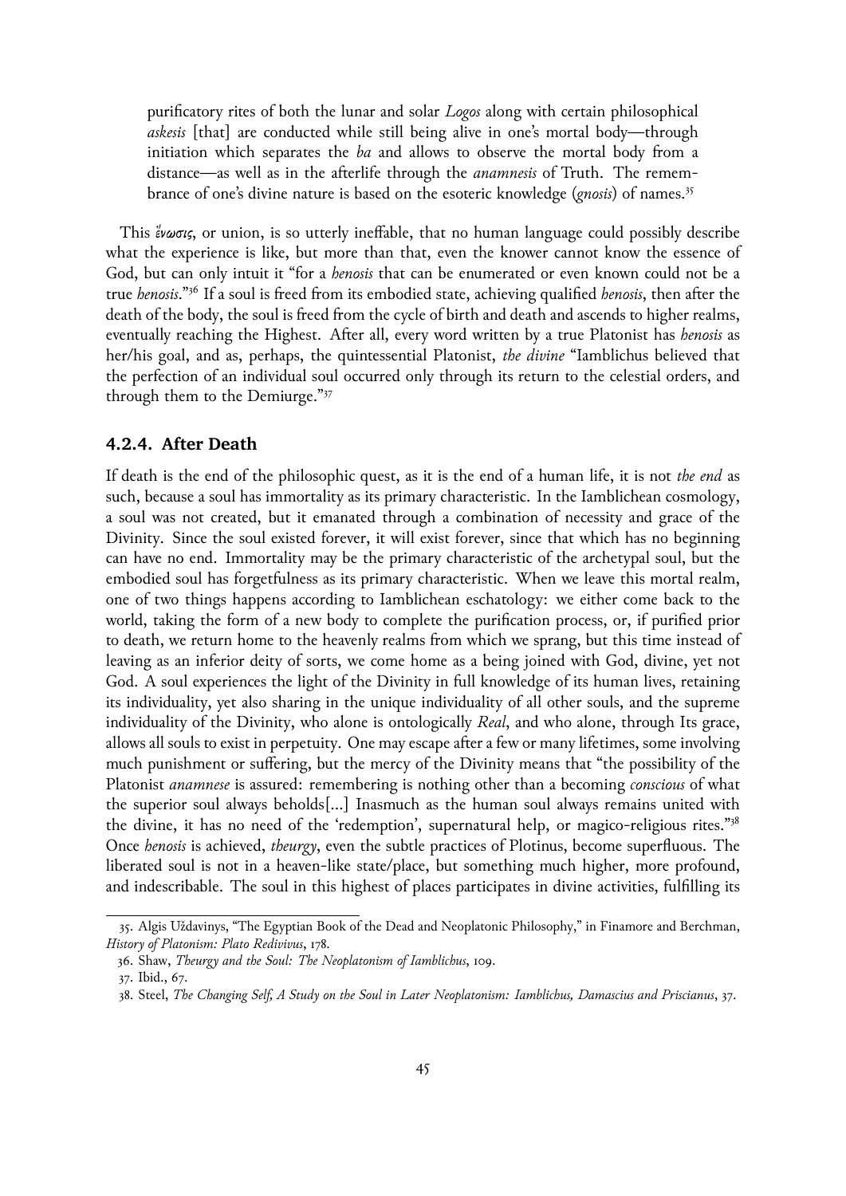purificatory rites of both the lunar and solar *Logos* along with certain philosophical *askesis* [that] are conducted while still being alive in one's mortal body—through initiation which separates the *ba* and allows to observe the mortal body from a distance—as well as in the afterlife through the *anamnesis* of Truth. The remembrance of one's divine nature is based on the esoteric knowledge (*gnosis*) of names.[35]

This *ἕνωσις*, or union, is so utterly ineffable, that no human language could possibly describe what the experience is like, but more than that, even the knower cannot know the essence of God, but can only intuit it "for a *henosis* that can be enumerated or even known could not be a true *henosis*."[36] If a soul is freed from its embodied state, achieving qualified *henosis*, then after the death of the body, the soul is freed from the cycle of birth and death and ascends to higher realms, eventually reaching the Highest. After all, every word written by a true Platonist has *henosis* as her/his goal, and as, perhaps, the quintessential Platonist, *the divine* "Iamblichus believed that the perfection of an individual soul occurred only through its return to the celestial orders, and through them to the Demiurge."[37]

### 4.2.4. After Death

If death is the end of the philosophic quest, as it is the end of a human life, it is not *the end* as such, because a soul has immortality as its primary characteristic. In the Iamblichean cosmology, a soul was not created, but it emanated through a combination of necessity and grace of the Divinity. Since the soul existed forever, it will exist forever, since that which has no beginning can have no end. Immortality may be the primary characteristic of the archetypal soul, but the embodied soul has forgetfulness as its primary characteristic. When we leave this mortal realm, one of two things happens according to Iamblichean eschatology: we either come back to the world, taking the form of a new body to complete the purification process, or, if purified prior to death, we return home to the heavenly realms from which we sprang, but this time instead of leaving as an inferior deity of sorts, we come home as a being joined with God, divine, yet not God. A soul experiences the light of the Divinity in full knowledge of its human lives, retaining its individuality, yet also sharing in the unique individuality of all other souls, and the supreme individuality of the Divinity, who alone is ontologically *Real*, and who alone, through Its grace, allows all souls to exist in perpetuity. One may escape after a few or many lifetimes, some involving much punishment or suffering, but the mercy of the Divinity means that "the possibility of the Platonist *anamnese* is assured: remembering is nothing other than a becoming *conscious* of what the superior soul always beholds[...] Inasmuch as the human soul always remains united with the divine, it has no need of the 'redemption', supernatural help, or magico-religious rites."[38] Once *henosis* is achieved, *theurgy*, even the subtle practices of Plotinus, become superfluous. The liberated soul is not in a heaven-like state/place, but something much higher, more profound, and indescribable. The soul in this highest of places participates in divine activities, fulfilling its

---

35. Algis Uždavinys, "The Egyptian Book of the Dead and Neoplatonic Philosophy," in Finamore and Berchman, *History of Platonism: Plato Redivivus*, 178.

36. Shaw, *Theurgy and the Soul: The Neoplatonism of Iamblichus*, 109.

37. Ibid., 67.

38. Steel, *The Changing Self, A Study on the Soul in Later Neoplatonism: Iamblichus, Damascius and Priscianus*, 37.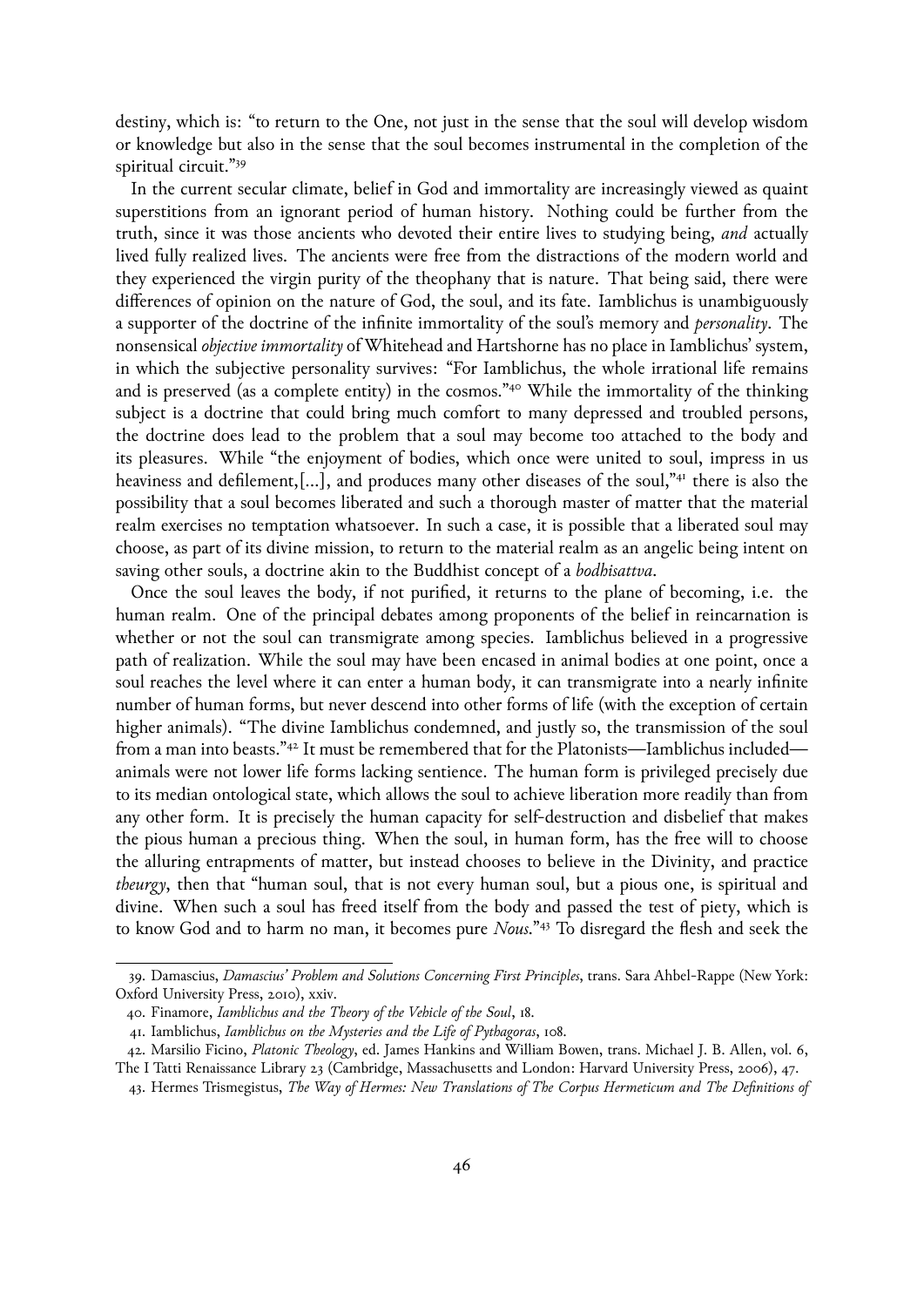destiny, which is: "to return to the One, not just in the sense that the soul will develop wisdom or knowledge but also in the sense that the soul becomes instrumental in the completion of the spiritual circuit."[39]

In the current secular climate, belief in God and immortality are increasingly viewed as quaint superstitions from an ignorant period of human history. Nothing could be further from the truth, since it was those ancients who devoted their entire lives to studying being, *and* actually lived fully realized lives. The ancients were free from the distractions of the modern world and they experienced the virgin purity of the theophany that is nature. That being said, there were differences of opinion on the nature of God, the soul, and its fate. Iamblichus is unambiguously a supporter of the doctrine of the infinite immortality of the soul's memory and *personality*. The nonsensical *objective immortality* of Whitehead and Hartshorne has no place in Iamblichus' system, in which the subjective personality survives: "For Iamblichus, the whole irrational life remains and is preserved (as a complete entity) in the cosmos."[40] While the immortality of the thinking subject is a doctrine that could bring much comfort to many depressed and troubled persons, the doctrine does lead to the problem that a soul may become too attached to the body and its pleasures. While "the enjoyment of bodies, which once were united to soul, impress in us heaviness and defilement,[...], and produces many other diseases of the soul,"[41] there is also the possibility that a soul becomes liberated and such a thorough master of matter that the material realm exercises no temptation whatsoever. In such a case, it is possible that a liberated soul may choose, as part of its divine mission, to return to the material realm as an angelic being intent on saving other souls, a doctrine akin to the Buddhist concept of a *bodhisattva*.

Once the soul leaves the body, if not purified, it returns to the plane of becoming, i.e. the human realm. One of the principal debates among proponents of the belief in reincarnation is whether or not the soul can transmigrate among species. Iamblichus believed in a progressive path of realization. While the soul may have been encased in animal bodies at one point, once a soul reaches the level where it can enter a human body, it can transmigrate into a nearly infinite number of human forms, but never descend into other forms of life (with the exception of certain higher animals). "The divine Iamblichus condemned, and justly so, the transmission of the soul from a man into beasts."[42] It must be remembered that for the Platonists—Iamblichus included—animals were not lower life forms lacking sentience. The human form is privileged precisely due to its median ontological state, which allows the soul to achieve liberation more readily than from any other form. It is precisely the human capacity for self-destruction and disbelief that makes the pious human a precious thing. When the soul, in human form, has the free will to choose the alluring entrapments of matter, but instead chooses to believe in the Divinity, and practice *theurgy*, then that "human soul, that is not every human soul, but a pious one, is spiritual and divine. When such a soul has freed itself from the body and passed the test of piety, which is to know God and to harm no man, it becomes pure *Nous*."[43] To disregard the flesh and seek the

---

39. Damascius, *Damascius' Problem and Solutions Concerning First Principles*, trans. Sara Ahbel-Rappe (New York: Oxford University Press, 2010), xxiv.

40. Finamore, *Iamblichus and the Theory of the Vehicle of the Soul*, 18.

41. Iamblichus, *Iamblichus on the Mysteries and the Life of Pythagoras*, 108.

42. Marsilio Ficino, *Platonic Theology*, ed. James Hankins and William Bowen, trans. Michael J. B. Allen, vol. 6, The I Tatti Renaissance Library 23 (Cambridge, Massachusetts and London: Harvard University Press, 2006), 47.

43. Hermes Trismegistus, *The Way of Hermes: New Translations of The Corpus Hermeticum and The Definitions of*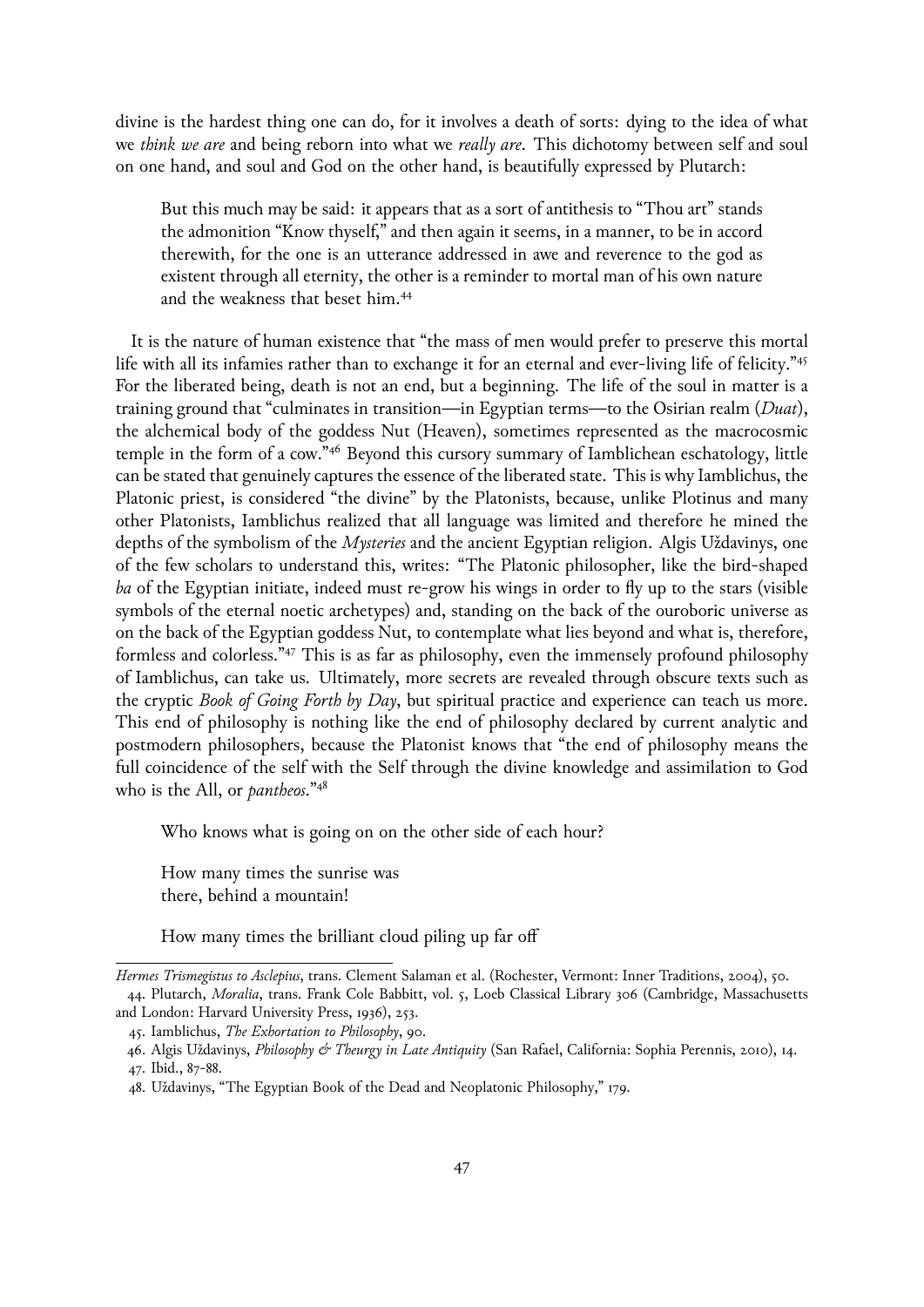divine is the hardest thing one can do, for it involves a death of sorts: dying to the idea of what we *think we are* and being reborn into what we *really are*. This dichotomy between self and soul on one hand, and soul and God on the other hand, is beautifully expressed by Plutarch:

> But this much may be said: it appears that as a sort of antithesis to "Thou art" stands the admonition "Know thyself," and then again it seems, in a manner, to be in accord therewith, for the one is an utterance addressed in awe and reverence to the god as existent through all eternity, the other is a reminder to mortal man of his own nature and the weakness that beset him.[44]

It is the nature of human existence that "the mass of men would prefer to preserve this mortal life with all its infamies rather than to exchange it for an eternal and ever-living life of felicity."[45] For the liberated being, death is not an end, but a beginning. The life of the soul in matter is a training ground that "culminates in transition—in Egyptian terms—to the Osirian realm (*Duat*), the alchemical body of the goddess Nut (Heaven), sometimes represented as the macrocosmic temple in the form of a cow."[46] Beyond this cursory summary of Iamblichean eschatology, little can be stated that genuinely captures the essence of the liberated state. This is why Iamblichus, the Platonic priest, is considered "the divine" by the Platonists, because, unlike Plotinus and many other Platonists, Iamblichus realized that all language was limited and therefore he mined the depths of the symbolism of the *Mysteries* and the ancient Egyptian religion. Algis Uždavinys, one of the few scholars to understand this, writes: "The Platonic philosopher, like the bird-shaped *ba* of the Egyptian initiate, indeed must re-grow his wings in order to fly up to the stars (visible symbols of the eternal noetic archetypes) and, standing on the back of the ouroboric universe as on the back of the Egyptian goddess Nut, to contemplate what lies beyond and what is, therefore, formless and colorless."[47] This is as far as philosophy, even the immensely profound philosophy of Iamblichus, can take us. Ultimately, more secrets are revealed through obscure texts such as the cryptic *Book of Going Forth by Day*, but spiritual practice and experience can teach us more. This end of philosophy is nothing like the end of philosophy declared by current analytic and postmodern philosophers, because the Platonist knows that "the end of philosophy means the full coincidence of the self with the Self through the divine knowledge and assimilation to God who is the All, or *pantheos*."[48]

> Who knows what is going on on the other side of each hour?
>
> How many times the sunrise was
> there, behind a mountain!
>
> How many times the brilliant cloud piling up far off

---

*Hermes Trismegistus to Asclepius*, trans. Clement Salaman et al. (Rochester, Vermont: Inner Traditions, 2004), 50.

44. Plutarch, *Moralia*, trans. Frank Cole Babbitt, vol. 5, Loeb Classical Library 306 (Cambridge, Massachusetts and London: Harvard University Press, 1936), 253.

45. Iamblichus, *The Exhortation to Philosophy*, 90.

46. Algis Uždavinys, *Philosophy & Theurgy in Late Antiquity* (San Rafael, California: Sophia Perennis, 2010), 14.

47. Ibid., 87–88.

48. Uždavinys, "The Egyptian Book of the Dead and Neoplatonic Philosophy," 179.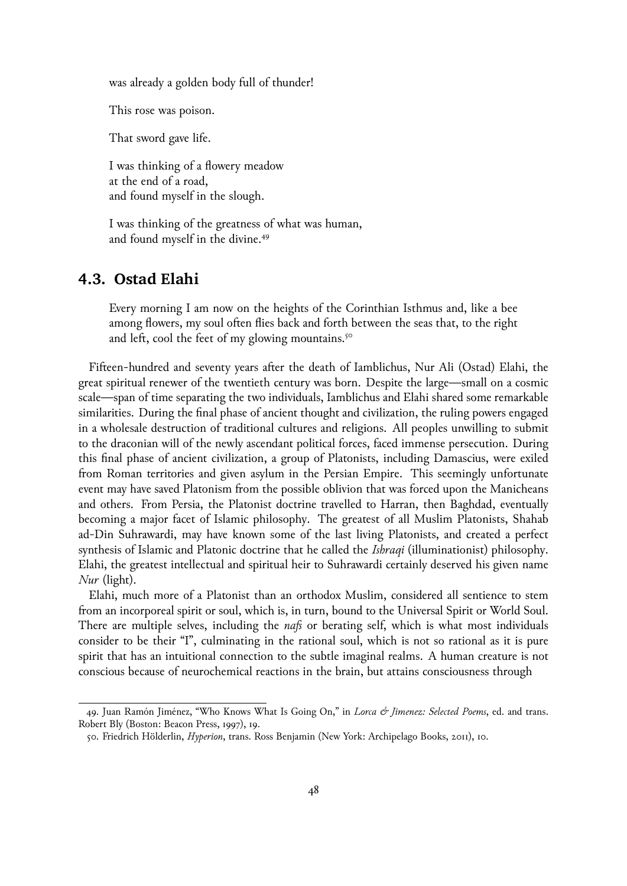> was already a golden body full of thunder!
>
> This rose was poison.
>
> That sword gave life.
>
> I was thinking of a flowery meadow
> at the end of a road,
> and found myself in the slough.
>
> I was thinking of the greatness of what was human,
> and found myself in the divine.[49]

## 4.3. Ostad Elahi

> Every morning I am now on the heights of the Corinthian Isthmus and, like a bee among flowers, my soul often flies back and forth between the seas that, to the right and left, cool the feet of my glowing mountains.[50]

Fifteen-hundred and seventy years after the death of Iamblichus, Nur Ali (Ostad) Elahi, the great spiritual renewer of the twentieth century was born. Despite the large—small on a cosmic scale—span of time separating the two individuals, Iamblichus and Elahi shared some remarkable similarities. During the final phase of ancient thought and civilization, the ruling powers engaged in a wholesale destruction of traditional cultures and religions. All peoples unwilling to submit to the draconian will of the newly ascendant political forces, faced immense persecution. During this final phase of ancient civilization, a group of Platonists, including Damascius, were exiled from Roman territories and given asylum in the Persian Empire. This seemingly unfortunate event may have saved Platonism from the possible oblivion that was forced upon the Manicheans and others. From Persia, the Platonist doctrine travelled to Harran, then Baghdad, eventually becoming a major facet of Islamic philosophy. The greatest of all Muslim Platonists, Shahab ad-Din Suhrawardi, may have known some of the last living Platonists, and created a perfect synthesis of Islamic and Platonic doctrine that he called the *Ishraqi* (illuminationist) philosophy. Elahi, the greatest intellectual and spiritual heir to Suhrawardi certainly deserved his given name *Nur* (light).

Elahi, much more of a Platonist than an orthodox Muslim, considered all sentience to stem from an incorporeal spirit or soul, which is, in turn, bound to the Universal Spirit or World Soul. There are multiple selves, including the *nafs* or berating self, which is what most individuals consider to be their "I", culminating in the rational soul, which is not so rational as it is pure spirit that has an intuitional connection to the subtle imaginal realms. A human creature is not conscious because of neurochemical reactions in the brain, but attains consciousness through

---

49. Juan Ramón Jiménez, "Who Knows What Is Going On," in *Lorca & Jimenez: Selected Poems*, ed. and trans. Robert Bly (Boston: Beacon Press, 1997), 19.

50. Friedrich Hölderlin, *Hyperion*, trans. Ross Benjamin (New York: Archipelago Books, 2011), 10.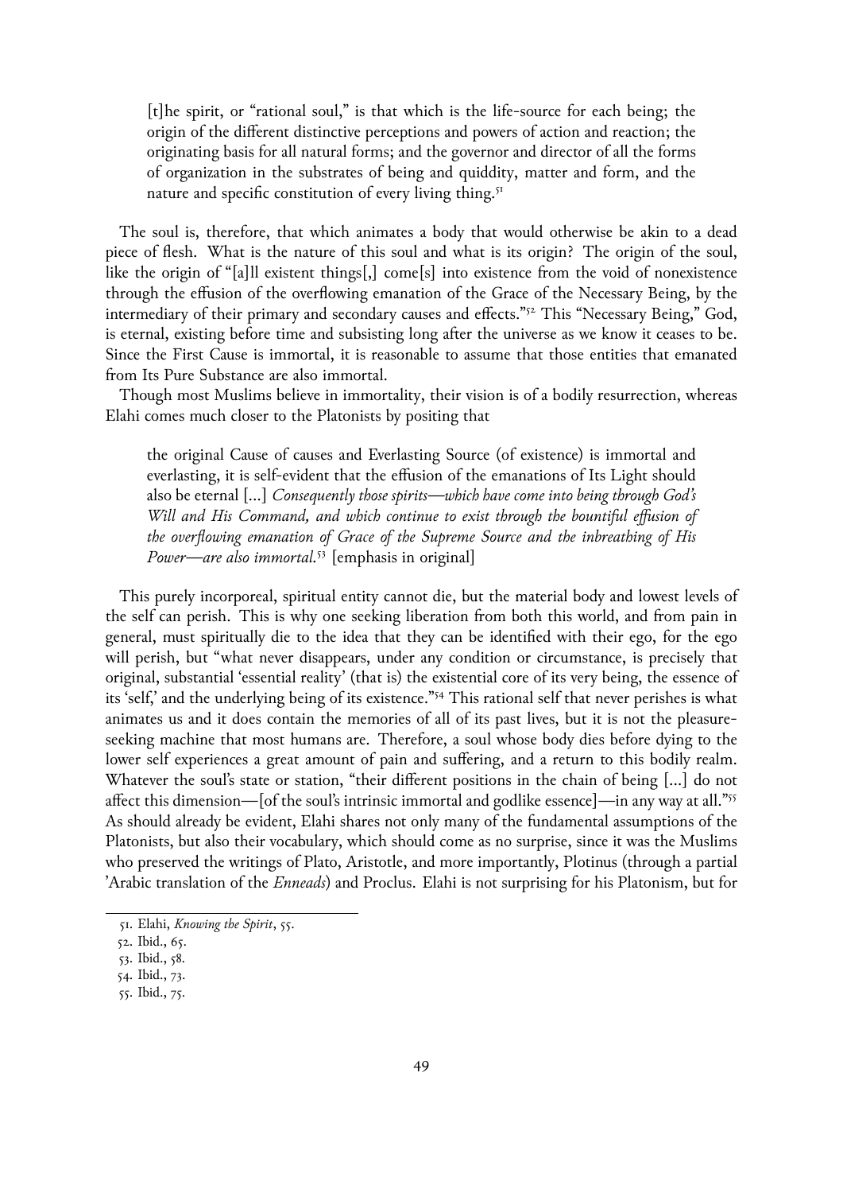> [t]he spirit, or "rational soul," is that which is the life-source for each being; the origin of the different distinctive perceptions and powers of action and reaction; the originating basis for all natural forms; and the governor and director of all the forms of organization in the substrates of being and quiddity, matter and form, and the nature and specific constitution of every living thing.[51]

The soul is, therefore, that which animates a body that would otherwise be akin to a dead piece of flesh. What is the nature of this soul and what is its origin? The origin of the soul, like the origin of "[a]ll existent things[,] come[s] into existence from the void of nonexistence through the effusion of the overflowing emanation of the Grace of the Necessary Being, by the intermediary of their primary and secondary causes and effects."[52] This "Necessary Being," God, is eternal, existing before time and subsisting long after the universe as we know it ceases to be. Since the First Cause is immortal, it is reasonable to assume that those entities that emanated from Its Pure Substance are also immortal.

Though most Muslims believe in immortality, their vision is of a bodily resurrection, whereas Elahi comes much closer to the Platonists by positing that

> the original Cause of causes and Everlasting Source (of existence) is immortal and everlasting, it is self-evident that the effusion of the emanations of Its Light should also be eternal [...] *Consequently those spirits—which have come into being through God's Will and His Command, and which continue to exist through the bountiful effusion of the overflowing emanation of Grace of the Supreme Source and the inbreathing of His Power—are also immortal.*[53] [emphasis in original]

This purely incorporeal, spiritual entity cannot die, but the material body and lowest levels of the self can perish. This is why one seeking liberation from both this world, and from pain in general, must spiritually die to the idea that they can be identified with their ego, for the ego will perish, but "what never disappears, under any condition or circumstance, is precisely that original, substantial 'essential reality' (that is) the existential core of its very being, the essence of its 'self,' and the underlying being of its existence."[54] This rational self that never perishes is what animates us and it does contain the memories of all of its past lives, but it is not the pleasure-seeking machine that most humans are. Therefore, a soul whose body dies before dying to the lower self experiences a great amount of pain and suffering, and a return to this bodily realm. Whatever the soul's state or station, "their different positions in the chain of being [...] do not affect this dimension—[of the soul's intrinsic immortal and godlike essence]—in any way at all."[55] As should already be evident, Elahi shares not only many of the fundamental assumptions of the Platonists, but also their vocabulary, which should come as no surprise, since it was the Muslims who preserved the writings of Plato, Aristotle, and more importantly, Plotinus (through a partial 'Arabic translation of the *Enneads*) and Proclus. Elahi is not surprising for his Platonism, but for

---

51. Elahi, *Knowing the Spirit*, 55.
52. Ibid., 65.
53. Ibid., 58.
54. Ibid., 73.
55. Ibid., 75.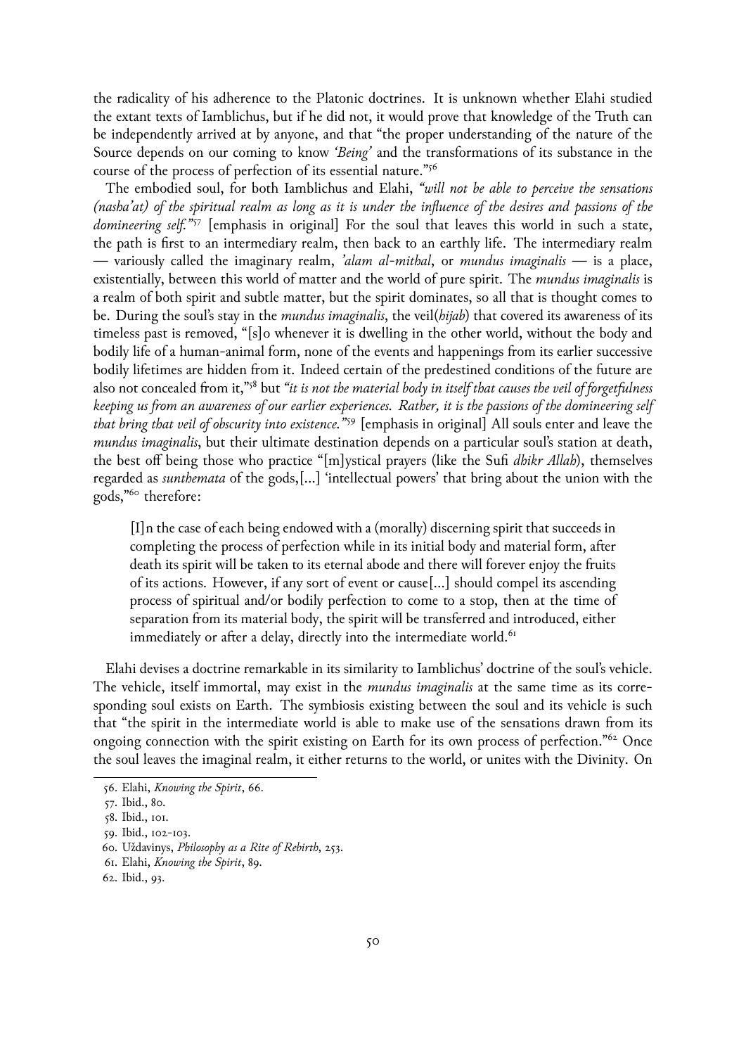the radicality of his adherence to the Platonic doctrines. It is unknown whether Elahi studied the extant texts of Iamblichus, but if he did not, it would prove that knowledge of the Truth can be independently arrived at by anyone, and that "the proper understanding of the nature of the Source depends on our coming to know *'Being'* and the transformations of its substance in the course of the process of perfection of its essential nature."[56]

The embodied soul, for both Iamblichus and Elahi, *"will not be able to perceive the sensations (nasha'at) of the spiritual realm as long as it is under the influence of the desires and passions of the domineering self."*[57] [emphasis in original] For the soul that leaves this world in such a state, the path is first to an intermediary realm, then back to an earthly life. The intermediary realm — variously called the imaginary realm, *'alam al-mithal*, or *mundus imaginalis* — is a place, existentially, between this world of matter and the world of pure spirit. The *mundus imaginalis* is a realm of both spirit and subtle matter, but the spirit dominates, so all that is thought comes to be. During the soul's stay in the *mundus imaginalis*, the veil(*hijab*) that covered its awareness of its timeless past is removed, "[s]o whenever it is dwelling in the other world, without the body and bodily life of a human-animal form, none of the events and happenings from its earlier successive bodily lifetimes are hidden from it. Indeed certain of the predestined conditions of the future are also not concealed from it,"[58] but *"it is not the material body in itself that causes the veil of forgetfulness keeping us from an awareness of our earlier experiences. Rather, it is the passions of the domineering self that bring that veil of obscurity into existence."*[59] [emphasis in original] All souls enter and leave the *mundus imaginalis*, but their ultimate destination depends on a particular soul's station at death, the best off being those who practice "[m]ystical prayers (like the Sufi *dhikr Allah*), themselves regarded as *sunthemata* of the gods,[...] 'intellectual powers' that bring about the union with the gods,"[60] therefore:

> [I]n the case of each being endowed with a (morally) discerning spirit that succeeds in completing the process of perfection while in its initial body and material form, after death its spirit will be taken to its eternal abode and there will forever enjoy the fruits of its actions. However, if any sort of event or cause[...] should compel its ascending process of spiritual and/or bodily perfection to come to a stop, then at the time of separation from its material body, the spirit will be transferred and introduced, either immediately or after a delay, directly into the intermediate world.[61]

Elahi devises a doctrine remarkable in its similarity to Iamblichus' doctrine of the soul's vehicle. The vehicle, itself immortal, may exist in the *mundus imaginalis* at the same time as its corresponding soul exists on Earth. The symbiosis existing between the soul and its vehicle is such that "the spirit in the intermediate world is able to make use of the sensations drawn from its ongoing connection with the spirit existing on Earth for its own process of perfection."[62] Once the soul leaves the imaginal realm, it either returns to the world, or unites with the Divinity. On

---

56. Elahi, *Knowing the Spirit*, 66.
57. Ibid., 80.
58. Ibid., 101.
59. Ibid., 102-103.
60. Uždavinys, *Philosophy as a Rite of Rebirth*, 253.
61. Elahi, *Knowing the Spirit*, 89.
62. Ibid., 93.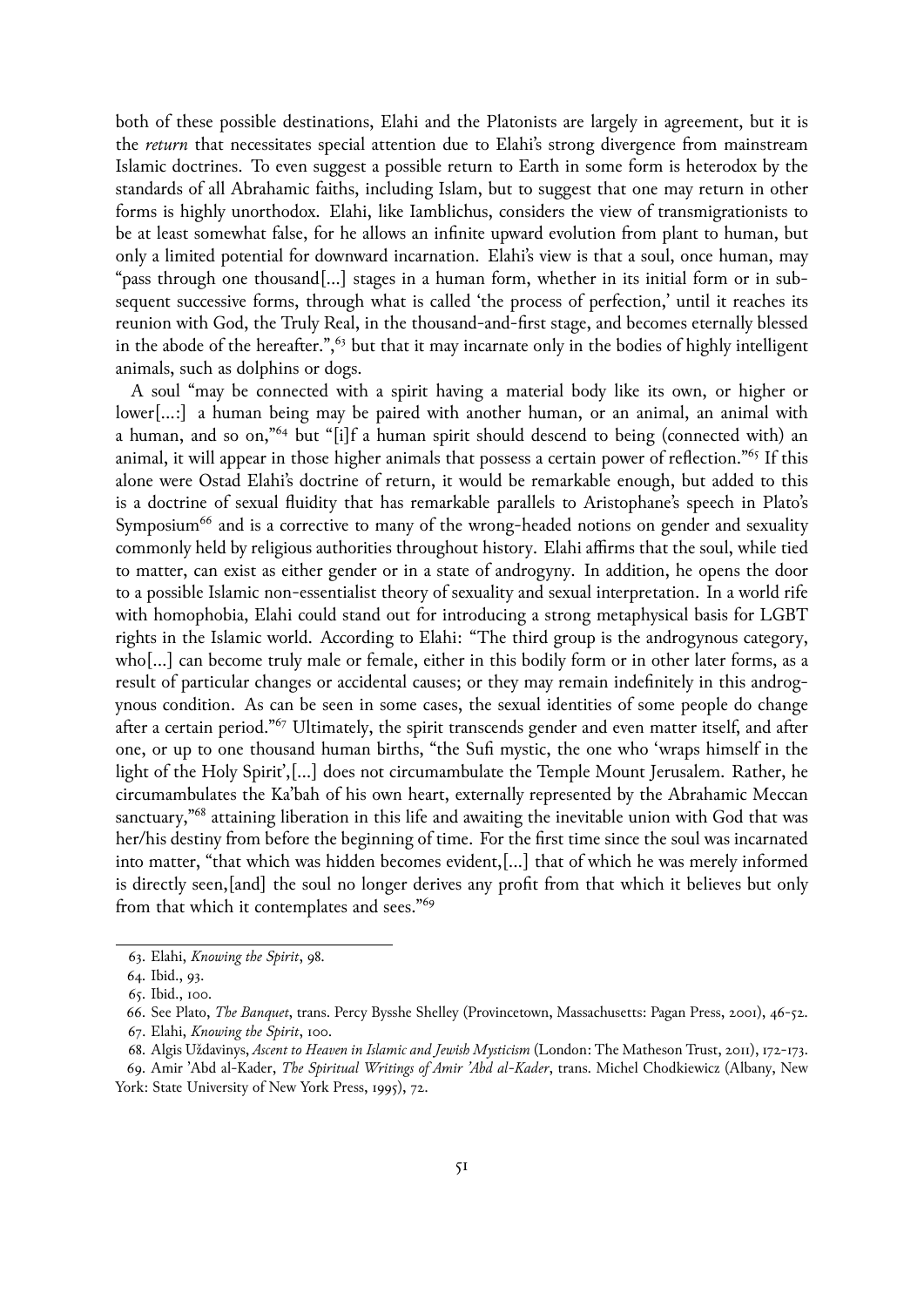both of these possible destinations, Elahi and the Platonists are largely in agreement, but it is the *return* that necessitates special attention due to Elahi's strong divergence from mainstream Islamic doctrines. To even suggest a possible return to Earth in some form is heterodox by the standards of all Abrahamic faiths, including Islam, but to suggest that one may return in other forms is highly unorthodox. Elahi, like Iamblichus, considers the view of transmigrationists to be at least somewhat false, for he allows an infinite upward evolution from plant to human, but only a limited potential for downward incarnation. Elahi's view is that a soul, once human, may "pass through one thousand[...] stages in a human form, whether in its initial form or in subsequent successive forms, through what is called 'the process of perfection,' until it reaches its reunion with God, the Truly Real, in the thousand-and-first stage, and becomes eternally blessed in the abode of the hereafter.",[63] but that it may incarnate only in the bodies of highly intelligent animals, such as dolphins or dogs.

A soul "may be connected with a spirit having a material body like its own, or higher or lower[...:] a human being may be paired with another human, or an animal, an animal with a human, and so on,"[64] but "[i]f a human spirit should descend to being (connected with) an animal, it will appear in those higher animals that possess a certain power of reflection."[65] If this alone were Ostad Elahi's doctrine of return, it would be remarkable enough, but added to this is a doctrine of sexual fluidity that has remarkable parallels to Aristophane's speech in Plato's Symposium[66] and is a corrective to many of the wrong-headed notions on gender and sexuality commonly held by religious authorities throughout history. Elahi affirms that the soul, while tied to matter, can exist as either gender or in a state of androgyny. In addition, he opens the door to a possible Islamic non-essentialist theory of sexuality and sexual interpretation. In a world rife with homophobia, Elahi could stand out for introducing a strong metaphysical basis for LGBT rights in the Islamic world. According to Elahi: "The third group is the androgynous category, who[...] can become truly male or female, either in this bodily form or in other later forms, as a result of particular changes or accidental causes; or they may remain indefinitely in this androgynous condition. As can be seen in some cases, the sexual identities of some people do change after a certain period."[67] Ultimately, the spirit transcends gender and even matter itself, and after one, or up to one thousand human births, "the Sufi mystic, the one who 'wraps himself in the light of the Holy Spirit',[...] does not circumambulate the Temple Mount Jerusalem. Rather, he circumambulates the Ka'bah of his own heart, externally represented by the Abrahamic Meccan sanctuary,"[68] attaining liberation in this life and awaiting the inevitable union with God that was her/his destiny from before the beginning of time. For the first time since the soul was incarnated into matter, "that which was hidden becomes evident,[...] that of which he was merely informed is directly seen,[and] the soul no longer derives any profit from that which it believes but only from that which it contemplates and sees."[69]

---

63. Elahi, *Knowing the Spirit*, 98.
64. Ibid., 93.
65. Ibid., 100.
66. See Plato, *The Banquet*, trans. Percy Bysshe Shelley (Provincetown, Massachusetts: Pagan Press, 2001), 46-52.
67. Elahi, *Knowing the Spirit*, 100.
68. Algis Uždavinys, *Ascent to Heaven in Islamic and Jewish Mysticism* (London: The Matheson Trust, 2011), 172-173.
69. Amir 'Abd al-Kader, *The Spiritual Writings of Amir 'Abd al-Kader*, trans. Michel Chodkiewicz (Albany, New York: State University of New York Press, 1995), 72.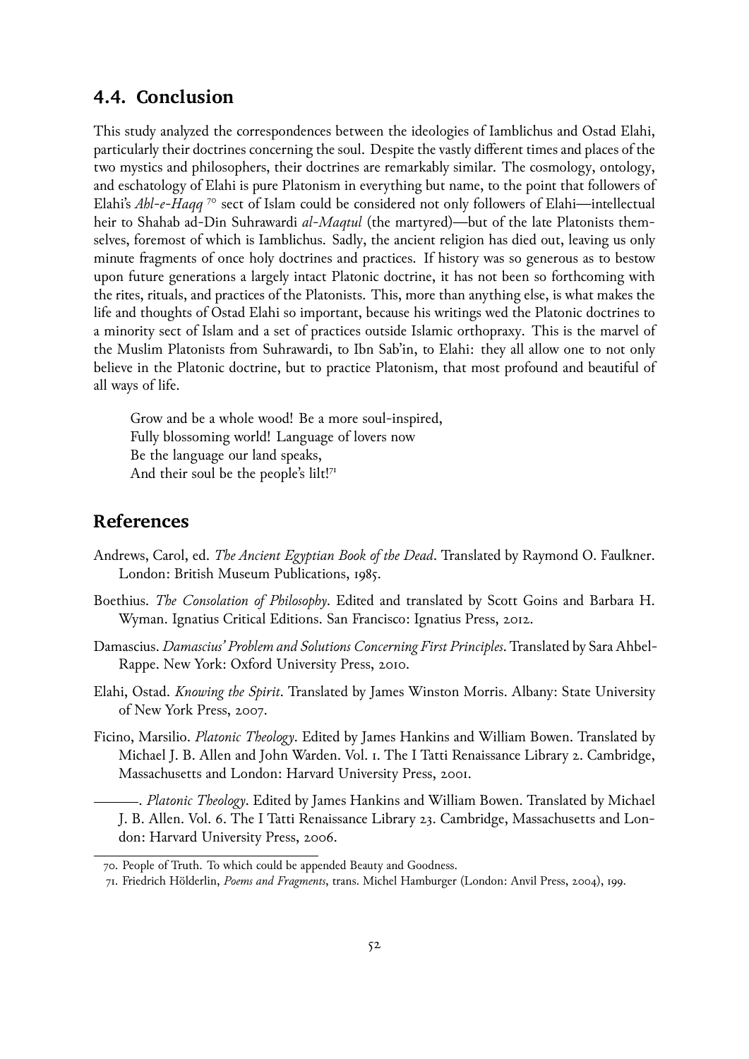## 4.4. Conclusion

This study analyzed the correspondences between the ideologies of Iamblichus and Ostad Elahi, particularly their doctrines concerning the soul. Despite the vastly different times and places of the two mystics and philosophers, their doctrines are remarkably similar. The cosmology, ontology, and eschatology of Elahi is pure Platonism in everything but name, to the point that followers of Elahi's *Ahl-e-Haqq* [70] sect of Islam could be considered not only followers of Elahi—intellectual heir to Shahab ad-Din Suhrawardi *al-Maqtul* (the martyred)—but of the late Platonists themselves, foremost of which is Iamblichus. Sadly, the ancient religion has died out, leaving us only minute fragments of once holy doctrines and practices. If history was so generous as to bestow upon future generations a largely intact Platonic doctrine, it has not been so forthcoming with the rites, rituals, and practices of the Platonists. This, more than anything else, is what makes the life and thoughts of Ostad Elahi so important, because his writings wed the Platonic doctrines to a minority sect of Islam and a set of practices outside Islamic orthopraxy. This is the marvel of the Muslim Platonists from Suhrawardi, to Ibn Sab'in, to Elahi: they all allow one to not only believe in the Platonic doctrine, but to practice Platonism, that most profound and beautiful of all ways of life.

> Grow and be a whole wood! Be a more soul-inspired,
> Fully blossoming world! Language of lovers now
> Be the language our land speaks,
> And their soul be the people's lilt![71]

## References

Andrews, Carol, ed. *The Ancient Egyptian Book of the Dead*. Translated by Raymond O. Faulkner. London: British Museum Publications, 1985.

Boethius. *The Consolation of Philosophy*. Edited and translated by Scott Goins and Barbara H. Wyman. Ignatius Critical Editions. San Francisco: Ignatius Press, 2012.

Damascius. *Damascius' Problem and Solutions Concerning First Principles*. Translated by Sara Ahbel-Rappe. New York: Oxford University Press, 2010.

Elahi, Ostad. *Knowing the Spirit*. Translated by James Winston Morris. Albany: State University of New York Press, 2007.

Ficino, Marsilio. *Platonic Theology*. Edited by James Hankins and William Bowen. Translated by Michael J. B. Allen and John Warden. Vol. 1. The I Tatti Renaissance Library 2. Cambridge, Massachusetts and London: Harvard University Press, 2001.

———. *Platonic Theology*. Edited by James Hankins and William Bowen. Translated by Michael J. B. Allen. Vol. 6. The I Tatti Renaissance Library 23. Cambridge, Massachusetts and London: Harvard University Press, 2006.

---

70. People of Truth. To which could be appended Beauty and Goodness.

71. Friedrich Hölderlin, *Poems and Fragments*, trans. Michel Hamburger (London: Anvil Press, 2004), 199.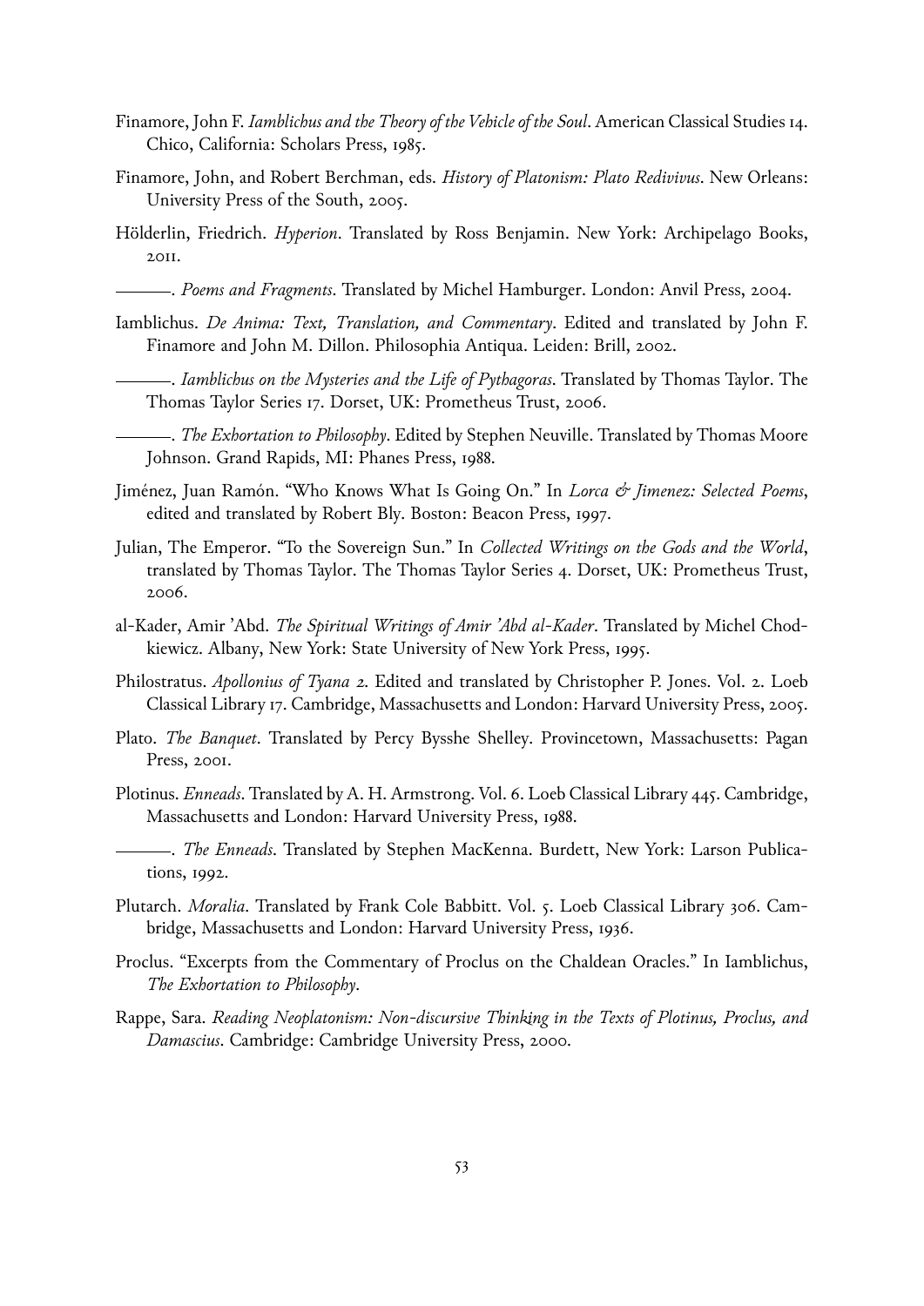Finamore, John F. *Iamblichus and the Theory of the Vehicle of the Soul*. American Classical Studies 14. Chico, California: Scholars Press, 1985.

Finamore, John, and Robert Berchman, eds. *History of Platonism: Plato Redivivus*. New Orleans: University Press of the South, 2005.

Hölderlin, Friedrich. *Hyperion*. Translated by Ross Benjamin. New York: Archipelago Books, 2011.

———. *Poems and Fragments*. Translated by Michel Hamburger. London: Anvil Press, 2004.

Iamblichus. *De Anima: Text, Translation, and Commentary*. Edited and translated by John F. Finamore and John M. Dillon. Philosophia Antiqua. Leiden: Brill, 2002.

———. *Iamblichus on the Mysteries and the Life of Pythagoras*. Translated by Thomas Taylor. The Thomas Taylor Series 17. Dorset, UK: Prometheus Trust, 2006.

———. *The Exhortation to Philosophy*. Edited by Stephen Neuville. Translated by Thomas Moore Johnson. Grand Rapids, MI: Phanes Press, 1988.

Jiménez, Juan Ramón. "Who Knows What Is Going On." In *Lorca & Jimenez: Selected Poems*, edited and translated by Robert Bly. Boston: Beacon Press, 1997.

Julian, The Emperor. "To the Sovereign Sun." In *Collected Writings on the Gods and the World*, translated by Thomas Taylor. The Thomas Taylor Series 4. Dorset, UK: Prometheus Trust, 2006.

al-Kader, Amir 'Abd. *The Spiritual Writings of Amir 'Abd al-Kader*. Translated by Michel Chodkiewicz. Albany, New York: State University of New York Press, 1995.

Philostratus. *Apollonius of Tyana 2*. Edited and translated by Christopher P. Jones. Vol. 2. Loeb Classical Library 17. Cambridge, Massachusetts and London: Harvard University Press, 2005.

Plato. *The Banquet*. Translated by Percy Bysshe Shelley. Provincetown, Massachusetts: Pagan Press, 2001.

Plotinus. *Enneads*. Translated by A. H. Armstrong. Vol. 6. Loeb Classical Library 445. Cambridge, Massachusetts and London: Harvard University Press, 1988.

———. *The Enneads*. Translated by Stephen MacKenna. Burdett, New York: Larson Publications, 1992.

Plutarch. *Moralia*. Translated by Frank Cole Babbitt. Vol. 5. Loeb Classical Library 306. Cambridge, Massachusetts and London: Harvard University Press, 1936.

Proclus. "Excerpts from the Commentary of Proclus on the Chaldean Oracles." In Iamblichus, *The Exhortation to Philosophy*.

Rappe, Sara. *Reading Neoplatonism: Non-discursive Thinking in the Texts of Plotinus, Proclus, and Damascius*. Cambridge: Cambridge University Press, 2000.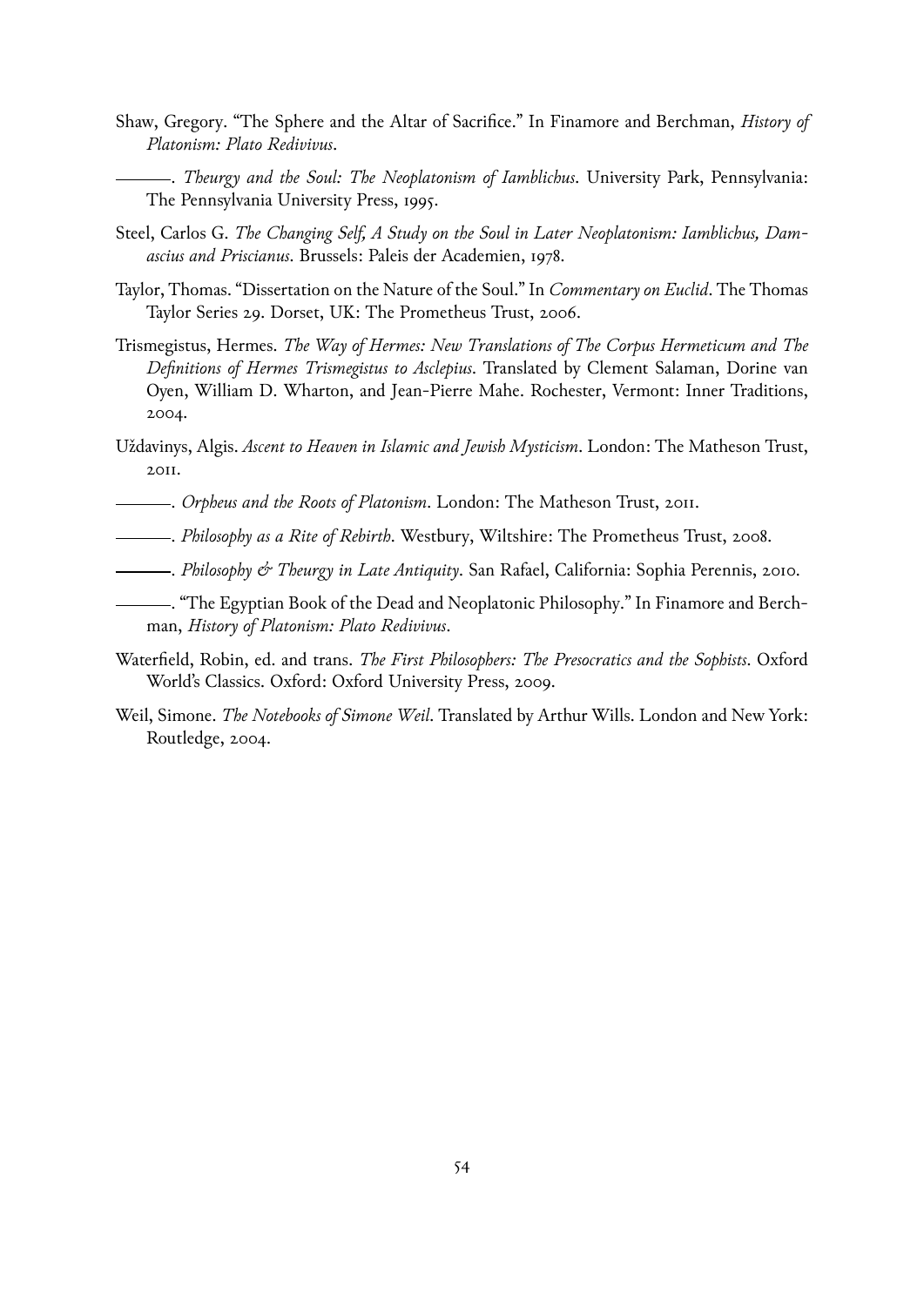Shaw, Gregory. "The Sphere and the Altar of Sacrifice." In Finamore and Berchman, *History of Platonism: Plato Redivivus*.

———. *Theurgy and the Soul: The Neoplatonism of Iamblichus*. University Park, Pennsylvania: The Pennsylvania University Press, 1995.

Steel, Carlos G. *The Changing Self, A Study on the Soul in Later Neoplatonism: Iamblichus, Damascius and Priscianus*. Brussels: Paleis der Academien, 1978.

Taylor, Thomas. "Dissertation on the Nature of the Soul." In *Commentary on Euclid*. The Thomas Taylor Series 29. Dorset, UK: The Prometheus Trust, 2006.

Trismegistus, Hermes. *The Way of Hermes: New Translations of The Corpus Hermeticum and The Definitions of Hermes Trismegistus to Asclepius*. Translated by Clement Salaman, Dorine van Oyen, William D. Wharton, and Jean-Pierre Mahe. Rochester, Vermont: Inner Traditions, 2004.

Uždavinys, Algis. *Ascent to Heaven in Islamic and Jewish Mysticism*. London: The Matheson Trust, 2011.

———. *Orpheus and the Roots of Platonism*. London: The Matheson Trust, 2011.

———. *Philosophy as a Rite of Rebirth*. Westbury, Wiltshire: The Prometheus Trust, 2008.

———. *Philosophy & Theurgy in Late Antiquity*. San Rafael, California: Sophia Perennis, 2010.

———. "The Egyptian Book of the Dead and Neoplatonic Philosophy." In Finamore and Berchman, *History of Platonism: Plato Redivivus*.

Waterfield, Robin, ed. and trans. *The First Philosophers: The Presocratics and the Sophists*. Oxford World's Classics. Oxford: Oxford University Press, 2009.

Weil, Simone. *The Notebooks of Simone Weil*. Translated by Arthur Wills. London and New York: Routledge, 2004.